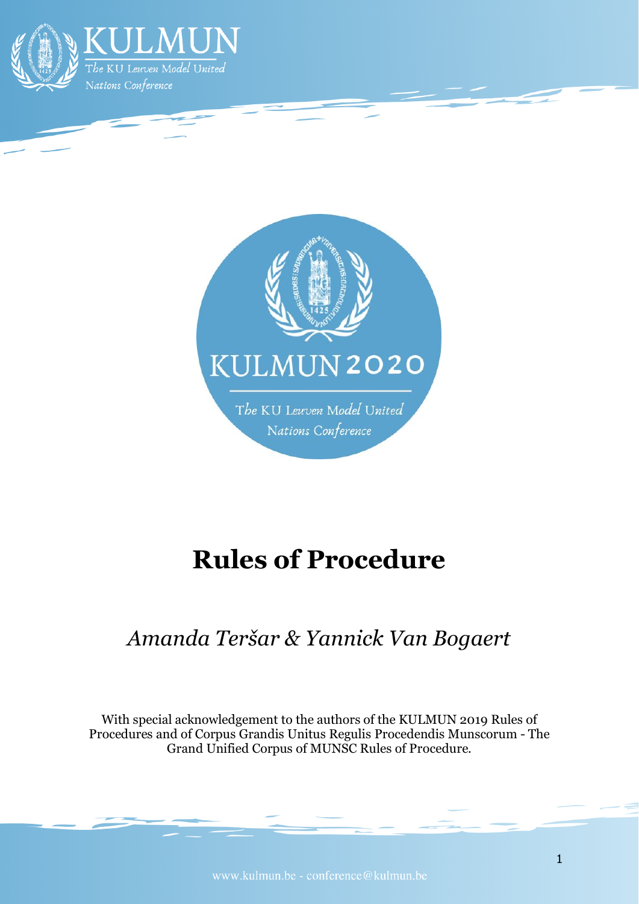KULMUN

The KU Leuven Model United Nations Conference

KULMUN 2020

The KU Leuven Model United Nations Conference

# Rules of Procedure

## *Amanda Teršar & Yannick Van Bogaert*

With special acknowledgement to the authors of the KULMUN 2019 Rules of Procedures and of Corpus Grandis Unitus Regulis Procedendis Munscorum - The Grand Unified Corpus of MUNSC Rules of Procedure.

www.kulmun.be - conference@kulmun.be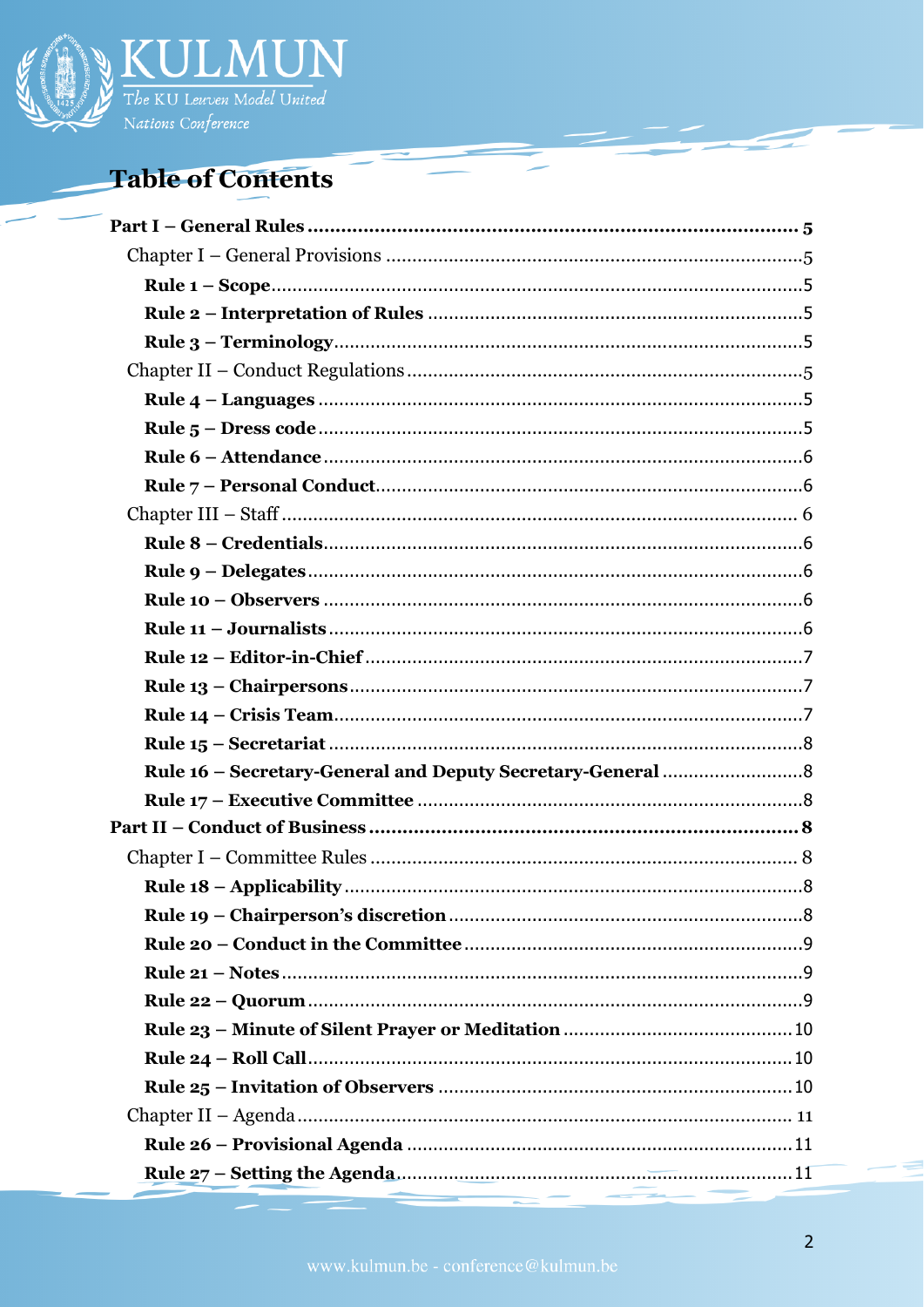# Table of Contents

**Part I – General Rules** ........................................ **5**

- Chapter I – General Provisions ........................................ 5
  - **Rule 1 – Scope** ........................................ 5
  - **Rule 2 – Interpretation of Rules** ........................................ 5
  - **Rule 3 – Terminology** ........................................ 5
- Chapter II – Conduct Regulations ........................................ 5
  - **Rule 4 – Languages** ........................................ 5
  - **Rule 5 – Dress code** ........................................ 5
  - **Rule 6 – Attendance** ........................................ 6
  - **Rule 7 – Personal Conduct** ........................................ 6
- Chapter III – Staff ........................................ 6
  - **Rule 8 – Credentials** ........................................ 6
  - **Rule 9 – Delegates** ........................................ 6
  - **Rule 10 – Observers** ........................................ 6
  - **Rule 11 – Journalists** ........................................ 6
  - **Rule 12 – Editor-in-Chief** ........................................ 7
  - **Rule 13 – Chairpersons** ........................................ 7
  - **Rule 14 – Crisis Team** ........................................ 7
  - **Rule 15 – Secretariat** ........................................ 8
  - **Rule 16 – Secretary-General and Deputy Secretary-General** ........................................ 8
  - **Rule 17 – Executive Committee** ........................................ 8

**Part II – Conduct of Business** ........................................ **8**

- Chapter I – Committee Rules ........................................ 8
  - **Rule 18 – Applicability** ........................................ 8
  - **Rule 19 – Chairperson's discretion** ........................................ 8
  - **Rule 20 – Conduct in the Committee** ........................................ 9
  - **Rule 21 – Notes** ........................................ 9
  - **Rule 22 – Quorum** ........................................ 9
  - **Rule 23 – Minute of Silent Prayer or Meditation** ........................................ 10
  - **Rule 24 – Roll Call** ........................................ 10
  - **Rule 25 – Invitation of Observers** ........................................ 10
- Chapter II – Agenda ........................................ 11
  - **Rule 26 – Provisional Agenda** ........................................ 11
  - **Rule 27 – Setting the Agenda** ........................................ 11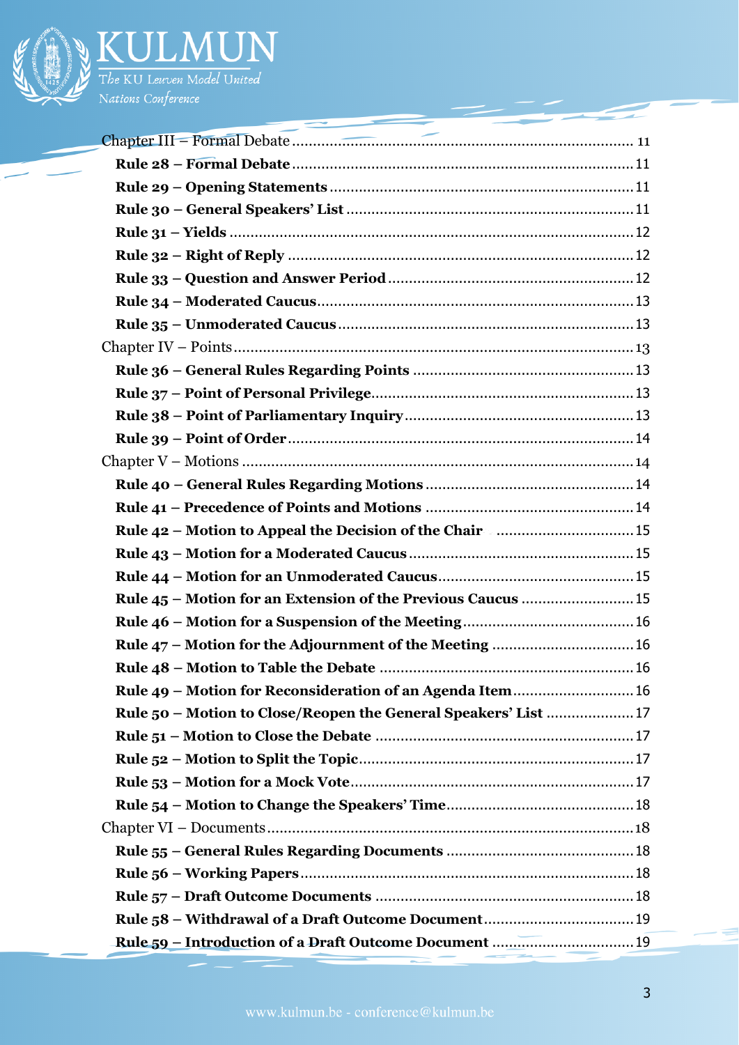Chapter III – Formal Debate ........................................................................ 11

**Rule 28 – Formal Debate** ........................................................................ 11

**Rule 29 – Opening Statements** ........................................................................ 11

**Rule 30 – General Speakers' List** ........................................................................ 11

**Rule 31 – Yields** ........................................................................ 12

**Rule 32 – Right of Reply** ........................................................................ 12

**Rule 33 – Question and Answer Period** ........................................................................ 12

**Rule 34 – Moderated Caucus** ........................................................................ 13

**Rule 35 – Unmoderated Caucus** ........................................................................ 13

Chapter IV – Points ........................................................................ 13

**Rule 36 – General Rules Regarding Points** ........................................................................ 13

**Rule 37 – Point of Personal Privilege** ........................................................................ 13

**Rule 38 – Point of Parliamentary Inquiry** ........................................................................ 13

**Rule 39 – Point of Order** ........................................................................ 14

Chapter V – Motions ........................................................................ 14

**Rule 40 – General Rules Regarding Motions** ........................................................................ 14

**Rule 41 – Precedence of Points and Motions** ........................................................................ 14

**Rule 42 – Motion to Appeal the Decision of the Chair** ........................................................................ 15

**Rule 43 – Motion for a Moderated Caucus** ........................................................................ 15

**Rule 44 – Motion for an Unmoderated Caucus** ........................................................................ 15

**Rule 45 – Motion for an Extension of the Previous Caucus** ........................................................................ 15

**Rule 46 – Motion for a Suspension of the Meeting** ........................................................................ 16

**Rule 47 – Motion for the Adjournment of the Meeting** ........................................................................ 16

**Rule 48 – Motion to Table the Debate** ........................................................................ 16

**Rule 49 – Motion for Reconsideration of an Agenda Item** ........................................................................ 16

**Rule 50 – Motion to Close/Reopen the General Speakers' List** ........................................................................ 17

**Rule 51 – Motion to Close the Debate** ........................................................................ 17

**Rule 52 – Motion to Split the Topic** ........................................................................ 17

**Rule 53 – Motion for a Mock Vote** ........................................................................ 17

**Rule 54 – Motion to Change the Speakers' Time** ........................................................................ 18

Chapter VI – Documents ........................................................................ 18

**Rule 55 – General Rules Regarding Documents** ........................................................................ 18

**Rule 56 – Working Papers** ........................................................................ 18

**Rule 57 – Draft Outcome Documents** ........................................................................ 18

**Rule 58 – Withdrawal of a Draft Outcome Document** ........................................................................ 19

**Rule 59 – Introduction of a Draft Outcome Document** ........................................................................ 19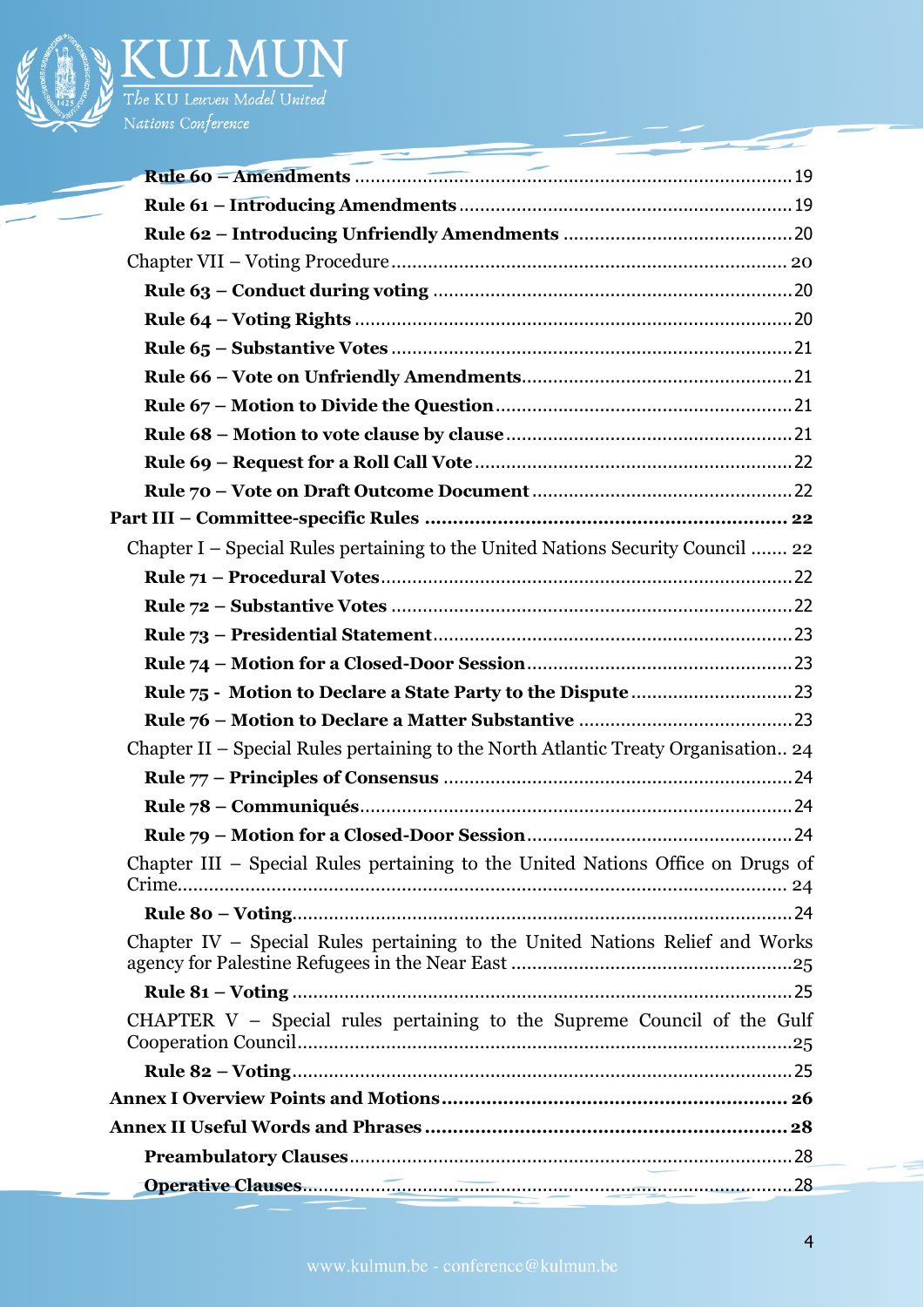**Rule 60 – Amendments** .......................................................................................... 19

**Rule 61 – Introducing Amendments** ...................................................................... 19

**Rule 62 – Introducing Unfriendly Amendments** .................................................... 20

Chapter VII – Voting Procedure ................................................................................. 20

**Rule 63 – Conduct during voting** ............................................................................ 20

**Rule 64 – Voting Rights** .......................................................................................... 20

**Rule 65 – Substantive Votes** ................................................................................... 21

**Rule 66 – Vote on Unfriendly Amendments** ........................................................... 21

**Rule 67 – Motion to Divide the Question** ................................................................ 21

**Rule 68 – Motion to vote clause by clause** .............................................................. 21

**Rule 69 – Request for a Roll Call Vote** .................................................................... 22

**Rule 70 – Vote on Draft Outcome Document** ........................................................... 22

**Part III – Committee-specific Rules** ......................................................................... **22**

Chapter I – Special Rules pertaining to the United Nations Security Council ....... 22

**Rule 71 – Procedural Votes** ...................................................................................... 22

**Rule 72 – Substantive Votes** .................................................................................... 22

**Rule 73 – Presidential Statement** ............................................................................ 23

**Rule 74 – Motion for a Closed-Door Session** ........................................................... 23

**Rule 75 - Motion to Declare a State Party to the Dispute** ........................................ 23

**Rule 76 – Motion to Declare a Matter Substantive** .................................................. 23

Chapter II – Special Rules pertaining to the North Atlantic Treaty Organisation.. 24

**Rule 77 – Principles of Consensus** ........................................................................... 24

**Rule 78 – Communiqués** .......................................................................................... 24

**Rule 79 – Motion for a Closed-Door Session** ........................................................... 24

Chapter III – Special Rules pertaining to the United Nations Office on Drugs of Crime ........................................................................................................................... 24

**Rule 80 – Voting** ....................................................................................................... 24

Chapter IV – Special Rules pertaining to the United Nations Relief and Works agency for Palestine Refugees in the Near East ........................................................ 25

**Rule 81 – Voting** ....................................................................................................... 25

CHAPTER V – Special rules pertaining to the Supreme Council of the Gulf Cooperation Council ..................................................................................................... 25

**Rule 82 – Voting** ....................................................................................................... 25

**Annex I Overview Points and Motions** ..................................................................... **26**

**Annex II Useful Words and Phrases** ......................................................................... **28**

**Preambulatory Clauses** ............................................................................................. 28

**Operative Clauses** ..................................................................................................... 28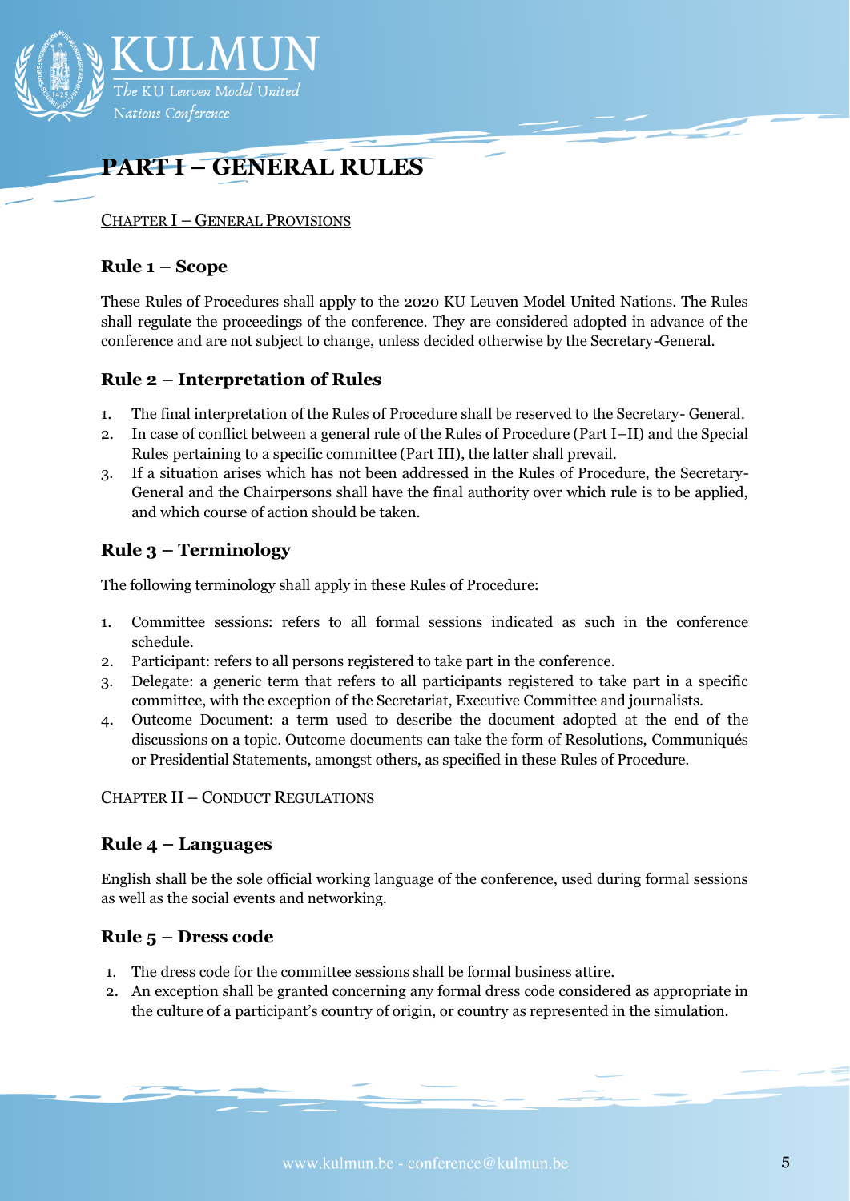# PART I – GENERAL RULES

## CHAPTER I – GENERAL PROVISIONS

### Rule 1 – Scope

These Rules of Procedures shall apply to the 2020 KU Leuven Model United Nations. The Rules shall regulate the proceedings of the conference. They are considered adopted in advance of the conference and are not subject to change, unless decided otherwise by the Secretary-General.

### Rule 2 – Interpretation of Rules

1. The final interpretation of the Rules of Procedure shall be reserved to the Secretary- General.
2. In case of conflict between a general rule of the Rules of Procedure (Part I–II) and the Special Rules pertaining to a specific committee (Part III), the latter shall prevail.
3. If a situation arises which has not been addressed in the Rules of Procedure, the Secretary-General and the Chairpersons shall have the final authority over which rule is to be applied, and which course of action should be taken.

### Rule 3 – Terminology

The following terminology shall apply in these Rules of Procedure:

1. Committee sessions: refers to all formal sessions indicated as such in the conference schedule.
2. Participant: refers to all persons registered to take part in the conference.
3. Delegate: a generic term that refers to all participants registered to take part in a specific committee, with the exception of the Secretariat, Executive Committee and journalists.
4. Outcome Document: a term used to describe the document adopted at the end of the discussions on a topic. Outcome documents can take the form of Resolutions, Communiqués or Presidential Statements, amongst others, as specified in these Rules of Procedure.

## CHAPTER II – CONDUCT REGULATIONS

### Rule 4 – Languages

English shall be the sole official working language of the conference, used during formal sessions as well as the social events and networking.

### Rule 5 – Dress code

1. The dress code for the committee sessions shall be formal business attire.
2. An exception shall be granted concerning any formal dress code considered as appropriate in the culture of a participant's country of origin, or country as represented in the simulation.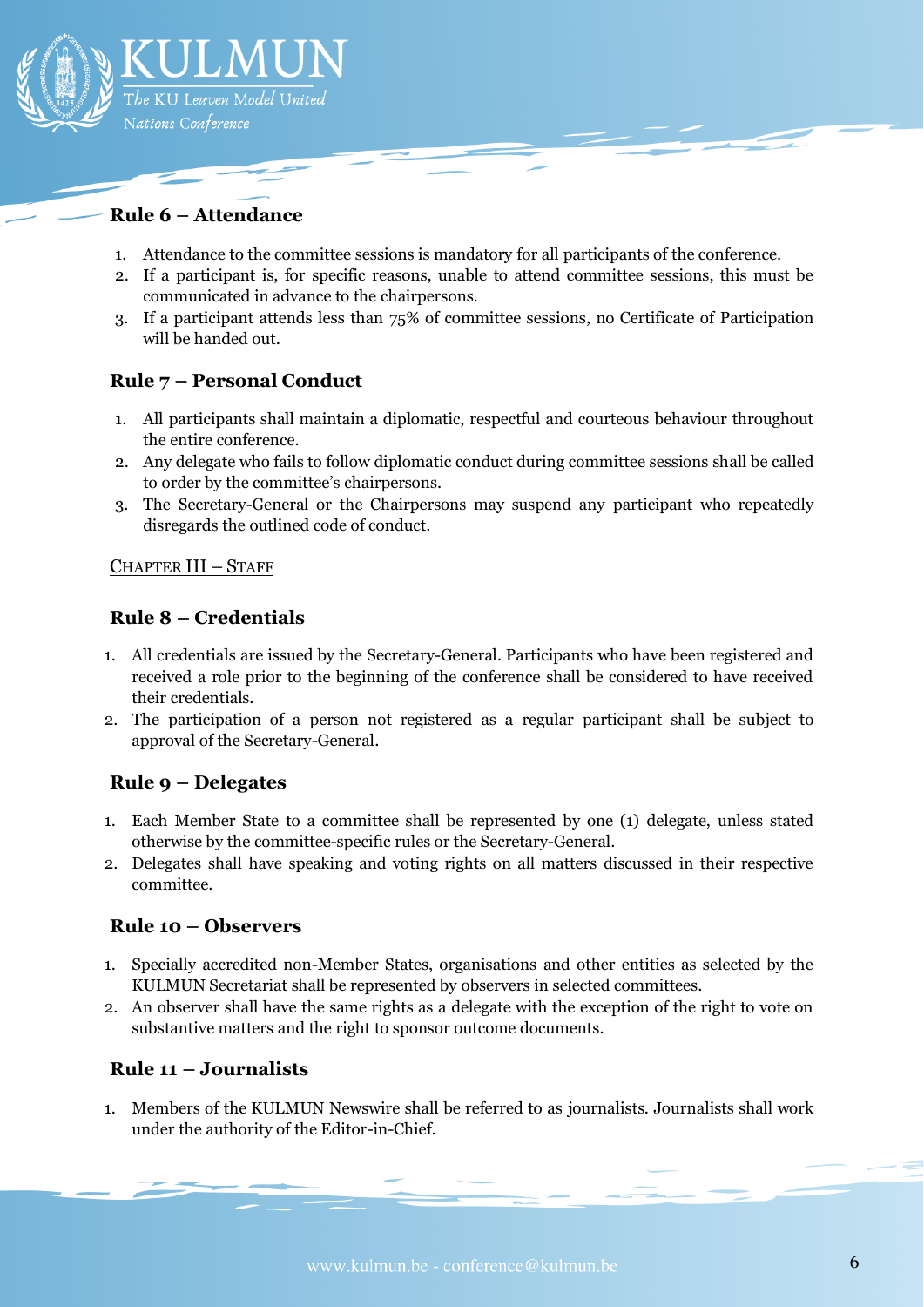## Rule 6 – Attendance

1. Attendance to the committee sessions is mandatory for all participants of the conference.
2. If a participant is, for specific reasons, unable to attend committee sessions, this must be communicated in advance to the chairpersons.
3. If a participant attends less than 75% of committee sessions, no Certificate of Participation will be handed out.

## Rule 7 – Personal Conduct

1. All participants shall maintain a diplomatic, respectful and courteous behaviour throughout the entire conference.
2. Any delegate who fails to follow diplomatic conduct during committee sessions shall be called to order by the committee's chairpersons.
3. The Secretary-General or the Chairpersons may suspend any participant who repeatedly disregards the outlined code of conduct.

# CHAPTER III – STAFF

## Rule 8 – Credentials

1. All credentials are issued by the Secretary-General. Participants who have been registered and received a role prior to the beginning of the conference shall be considered to have received their credentials.
2. The participation of a person not registered as a regular participant shall be subject to approval of the Secretary-General.

## Rule 9 – Delegates

1. Each Member State to a committee shall be represented by one (1) delegate, unless stated otherwise by the committee-specific rules or the Secretary-General.
2. Delegates shall have speaking and voting rights on all matters discussed in their respective committee.

## Rule 10 – Observers

1. Specially accredited non-Member States, organisations and other entities as selected by the KULMUN Secretariat shall be represented by observers in selected committees.
2. An observer shall have the same rights as a delegate with the exception of the right to vote on substantive matters and the right to sponsor outcome documents.

## Rule 11 – Journalists

1. Members of the KULMUN Newswire shall be referred to as journalists. Journalists shall work under the authority of the Editor-in-Chief.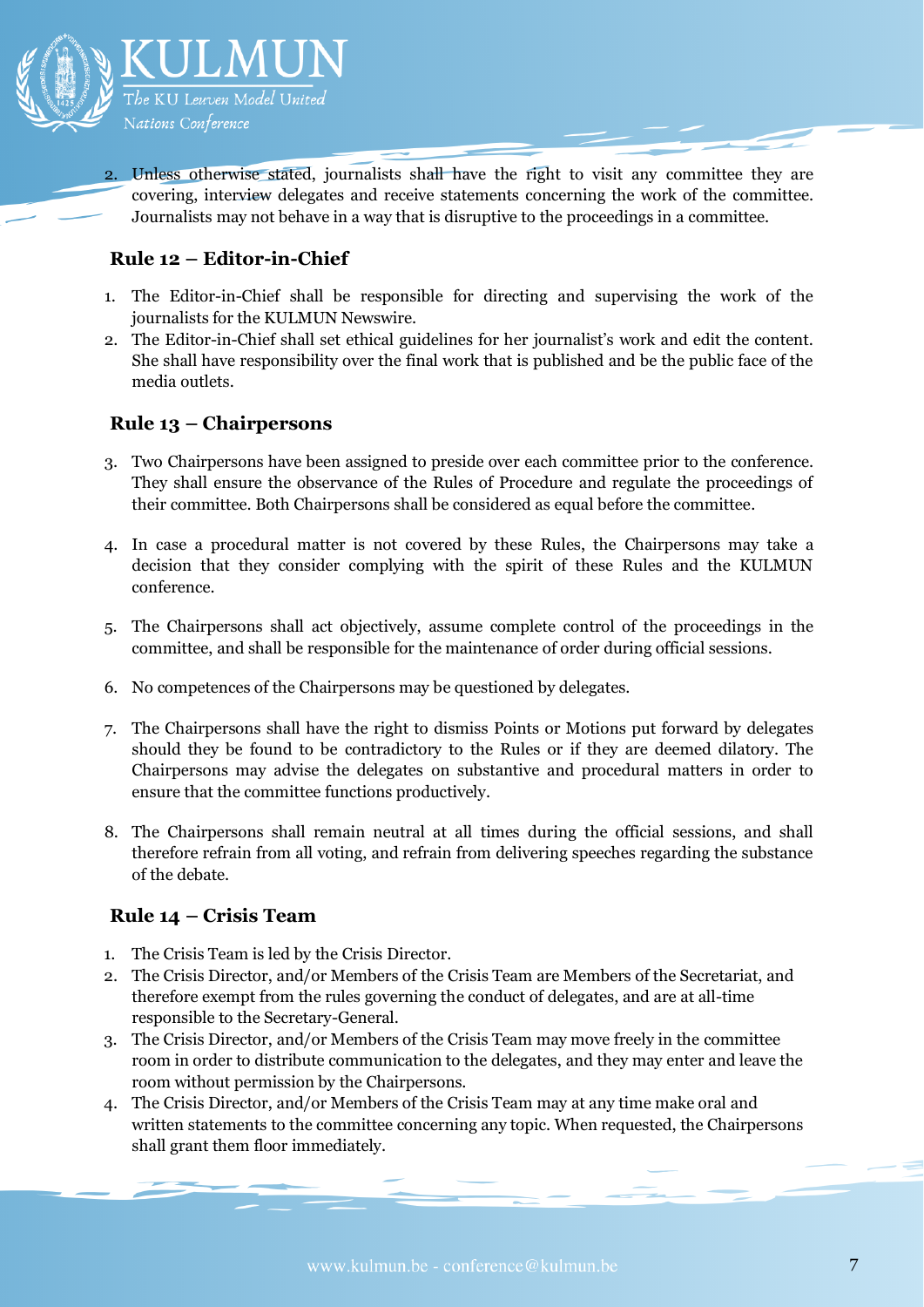2. Unless otherwise stated, journalists shall have the right to visit any committee they are covering, interview delegates and receive statements concerning the work of the committee. Journalists may not behave in a way that is disruptive to the proceedings in a committee.

### Rule 12 – Editor-in-Chief

1. The Editor-in-Chief shall be responsible for directing and supervising the work of the journalists for the KULMUN Newswire.
2. The Editor-in-Chief shall set ethical guidelines for her journalist's work and edit the content. She shall have responsibility over the final work that is published and be the public face of the media outlets.

### Rule 13 – Chairpersons

3. Two Chairpersons have been assigned to preside over each committee prior to the conference. They shall ensure the observance of the Rules of Procedure and regulate the proceedings of their committee. Both Chairpersons shall be considered as equal before the committee.

4. In case a procedural matter is not covered by these Rules, the Chairpersons may take a decision that they consider complying with the spirit of these Rules and the KULMUN conference.

5. The Chairpersons shall act objectively, assume complete control of the proceedings in the committee, and shall be responsible for the maintenance of order during official sessions.

6. No competences of the Chairpersons may be questioned by delegates.

7. The Chairpersons shall have the right to dismiss Points or Motions put forward by delegates should they be found to be contradictory to the Rules or if they are deemed dilatory. The Chairpersons may advise the delegates on substantive and procedural matters in order to ensure that the committee functions productively.

8. The Chairpersons shall remain neutral at all times during the official sessions, and shall therefore refrain from all voting, and refrain from delivering speeches regarding the substance of the debate.

### Rule 14 – Crisis Team

1. The Crisis Team is led by the Crisis Director.
2. The Crisis Director, and/or Members of the Crisis Team are Members of the Secretariat, and therefore exempt from the rules governing the conduct of delegates, and are at all-time responsible to the Secretary-General.
3. The Crisis Director, and/or Members of the Crisis Team may move freely in the committee room in order to distribute communication to the delegates, and they may enter and leave the room without permission by the Chairpersons.
4. The Crisis Director, and/or Members of the Crisis Team may at any time make oral and written statements to the committee concerning any topic. When requested, the Chairpersons shall grant them floor immediately.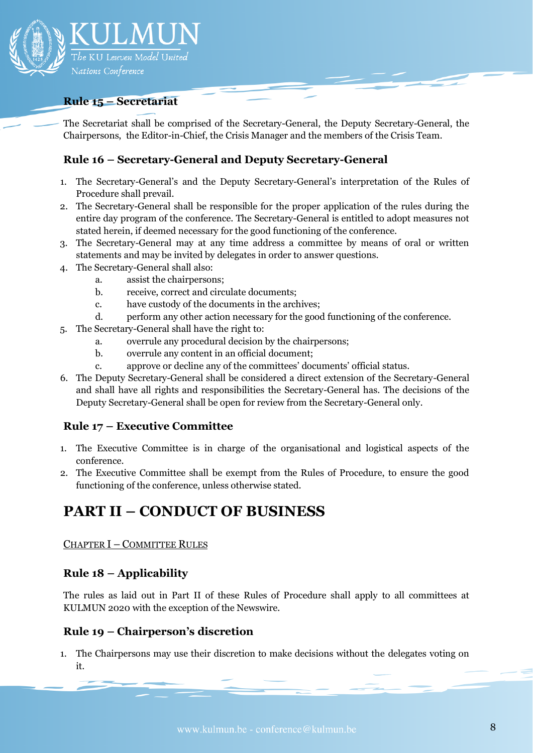### Rule 15 – Secretariat

The Secretariat shall be comprised of the Secretary-General, the Deputy Secretary-General, the Chairpersons, the Editor-in-Chief, the Crisis Manager and the members of the Crisis Team.

### Rule 16 – Secretary-General and Deputy Secretary-General

1. The Secretary-General's and the Deputy Secretary-General's interpretation of the Rules of Procedure shall prevail.
2. The Secretary-General shall be responsible for the proper application of the rules during the entire day program of the conference. The Secretary-General is entitled to adopt measures not stated herein, if deemed necessary for the good functioning of the conference.
3. The Secretary-General may at any time address a committee by means of oral or written statements and may be invited by delegates in order to answer questions.
4. The Secretary-General shall also:
   a. assist the chairpersons;
   b. receive, correct and circulate documents;
   c. have custody of the documents in the archives;
   d. perform any other action necessary for the good functioning of the conference.
5. The Secretary-General shall have the right to:
   a. overrule any procedural decision by the chairpersons;
   b. overrule any content in an official document;
   c. approve or decline any of the committees' documents' official status.
6. The Deputy Secretary-General shall be considered a direct extension of the Secretary-General and shall have all rights and responsibilities the Secretary-General has. The decisions of the Deputy Secretary-General shall be open for review from the Secretary-General only.

### Rule 17 – Executive Committee

1. The Executive Committee is in charge of the organisational and logistical aspects of the conference.
2. The Executive Committee shall be exempt from the Rules of Procedure, to ensure the good functioning of the conference, unless otherwise stated.

## PART II – CONDUCT OF BUSINESS

<u>CHAPTER I – COMMITTEE RULES</u>

### Rule 18 – Applicability

The rules as laid out in Part II of these Rules of Procedure shall apply to all committees at KULMUN 2020 with the exception of the Newswire.

### Rule 19 – Chairperson's discretion

1. The Chairpersons may use their discretion to make decisions without the delegates voting on it.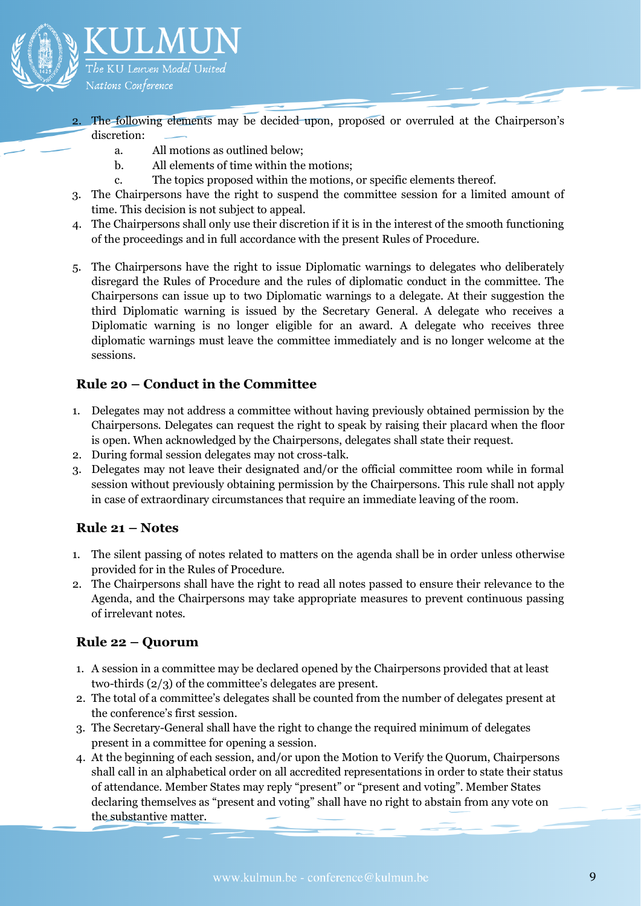2. The following elements may be decided upon, proposed or overruled at the Chairperson's discretion:
   a. All motions as outlined below;
   b. All elements of time within the motions;
   c. The topics proposed within the motions, or specific elements thereof.
3. The Chairpersons have the right to suspend the committee session for a limited amount of time. This decision is not subject to appeal.
4. The Chairpersons shall only use their discretion if it is in the interest of the smooth functioning of the proceedings and in full accordance with the present Rules of Procedure.
5. The Chairpersons have the right to issue Diplomatic warnings to delegates who deliberately disregard the Rules of Procedure and the rules of diplomatic conduct in the committee. The Chairpersons can issue up to two Diplomatic warnings to a delegate. At their suggestion the third Diplomatic warning is issued by the Secretary General. A delegate who receives a Diplomatic warning is no longer eligible for an award. A delegate who receives three diplomatic warnings must leave the committee immediately and is no longer welcome at the sessions.

### Rule 20 – Conduct in the Committee

1. Delegates may not address a committee without having previously obtained permission by the Chairpersons. Delegates can request the right to speak by raising their placard when the floor is open. When acknowledged by the Chairpersons, delegates shall state their request.
2. During formal session delegates may not cross-talk.
3. Delegates may not leave their designated and/or the official committee room while in formal session without previously obtaining permission by the Chairpersons. This rule shall not apply in case of extraordinary circumstances that require an immediate leaving of the room.

### Rule 21 – Notes

1. The silent passing of notes related to matters on the agenda shall be in order unless otherwise provided for in the Rules of Procedure.
2. The Chairpersons shall have the right to read all notes passed to ensure their relevance to the Agenda, and the Chairpersons may take appropriate measures to prevent continuous passing of irrelevant notes.

### Rule 22 – Quorum

1. A session in a committee may be declared opened by the Chairpersons provided that at least two-thirds (2/3) of the committee's delegates are present.
2. The total of a committee's delegates shall be counted from the number of delegates present at the conference's first session.
3. The Secretary-General shall have the right to change the required minimum of delegates present in a committee for opening a session.
4. At the beginning of each session, and/or upon the Motion to Verify the Quorum, Chairpersons shall call in an alphabetical order on all accredited representations in order to state their status of attendance. Member States may reply "present" or "present and voting". Member States declaring themselves as "present and voting" shall have no right to abstain from any vote on the substantive matter.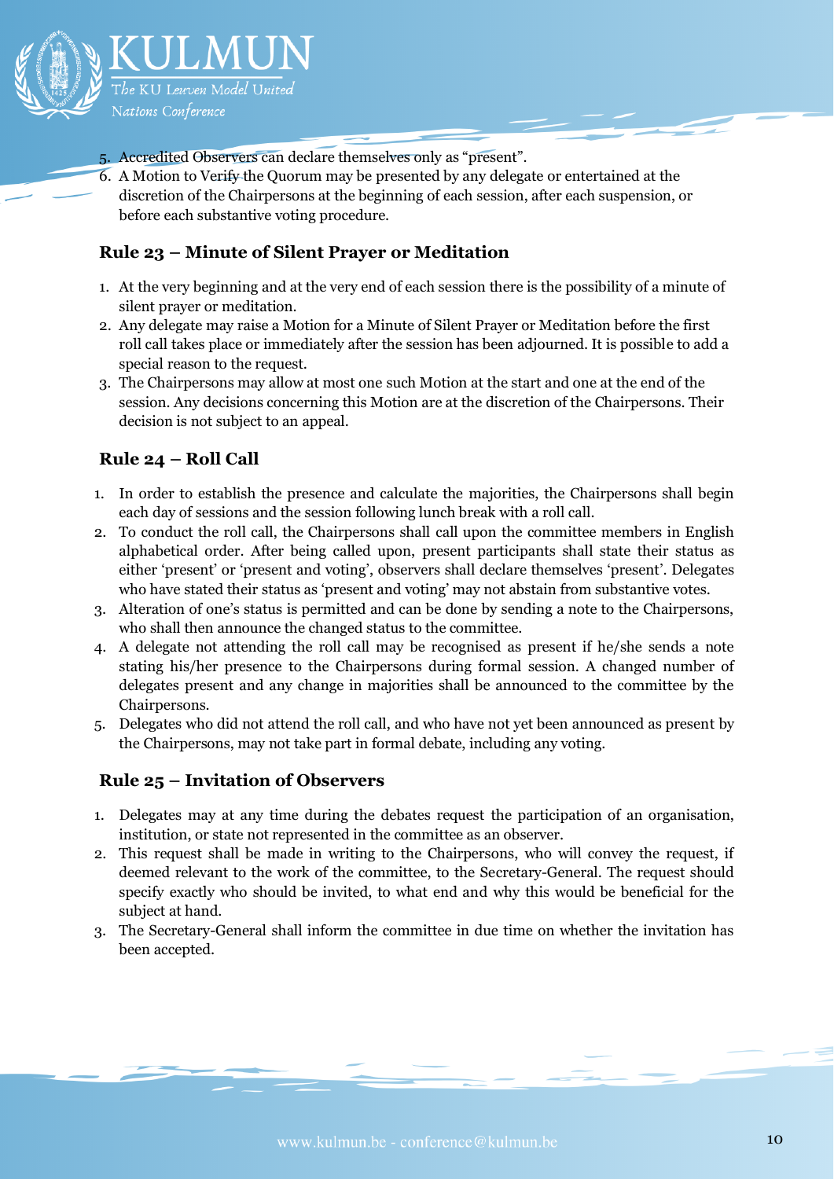5. Accredited Observers can declare themselves only as "present".
6. A Motion to Verify the Quorum may be presented by any delegate or entertained at the discretion of the Chairpersons at the beginning of each session, after each suspension, or before each substantive voting procedure.

## Rule 23 – Minute of Silent Prayer or Meditation

1. At the very beginning and at the very end of each session there is the possibility of a minute of silent prayer or meditation.
2. Any delegate may raise a Motion for a Minute of Silent Prayer or Meditation before the first roll call takes place or immediately after the session has been adjourned. It is possible to add a special reason to the request.
3. The Chairpersons may allow at most one such Motion at the start and one at the end of the session. Any decisions concerning this Motion are at the discretion of the Chairpersons. Their decision is not subject to an appeal.

## Rule 24 – Roll Call

1. In order to establish the presence and calculate the majorities, the Chairpersons shall begin each day of sessions and the session following lunch break with a roll call.
2. To conduct the roll call, the Chairpersons shall call upon the committee members in English alphabetical order. After being called upon, present participants shall state their status as either 'present' or 'present and voting', observers shall declare themselves 'present'. Delegates who have stated their status as 'present and voting' may not abstain from substantive votes.
3. Alteration of one's status is permitted and can be done by sending a note to the Chairpersons, who shall then announce the changed status to the committee.
4. A delegate not attending the roll call may be recognised as present if he/she sends a note stating his/her presence to the Chairpersons during formal session. A changed number of delegates present and any change in majorities shall be announced to the committee by the Chairpersons.
5. Delegates who did not attend the roll call, and who have not yet been announced as present by the Chairpersons, may not take part in formal debate, including any voting.

## Rule 25 – Invitation of Observers

1. Delegates may at any time during the debates request the participation of an organisation, institution, or state not represented in the committee as an observer.
2. This request shall be made in writing to the Chairpersons, who will convey the request, if deemed relevant to the work of the committee, to the Secretary-General. The request should specify exactly who should be invited, to what end and why this would be beneficial for the subject at hand.
3. The Secretary-General shall inform the committee in due time on whether the invitation has been accepted.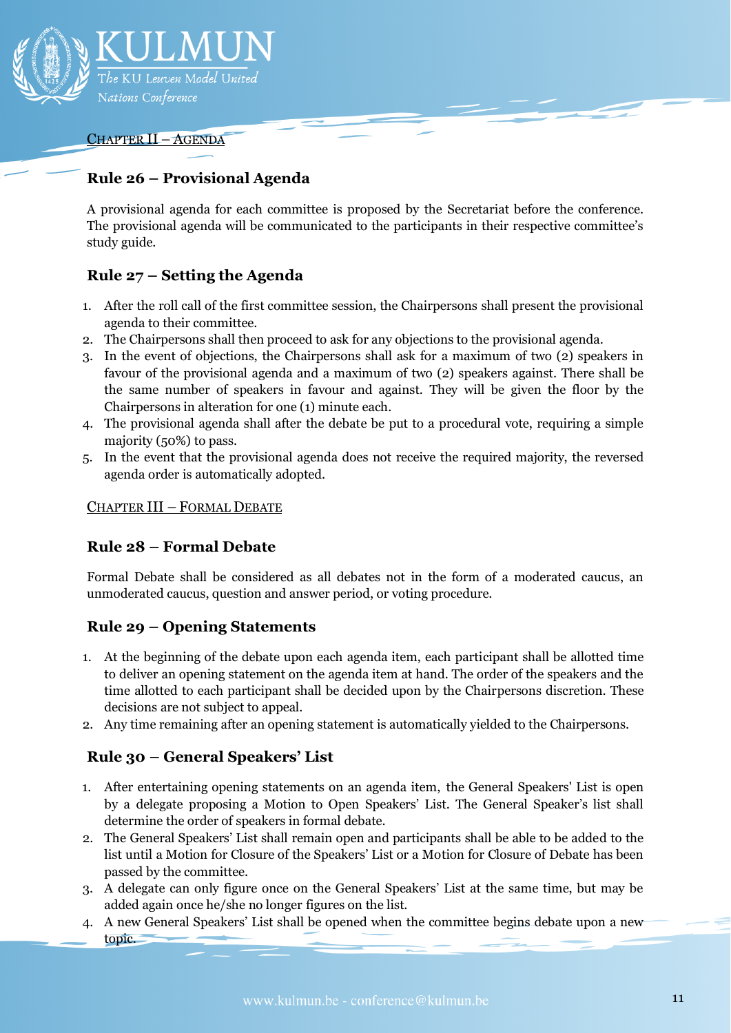CHAPTER II – AGENDA

## Rule 26 – Provisional Agenda

A provisional agenda for each committee is proposed by the Secretariat before the conference. The provisional agenda will be communicated to the participants in their respective committee's study guide.

## Rule 27 – Setting the Agenda

1. After the roll call of the first committee session, the Chairpersons shall present the provisional agenda to their committee.
2. The Chairpersons shall then proceed to ask for any objections to the provisional agenda.
3. In the event of objections, the Chairpersons shall ask for a maximum of two (2) speakers in favour of the provisional agenda and a maximum of two (2) speakers against. There shall be the same number of speakers in favour and against. They will be given the floor by the Chairpersons in alteration for one (1) minute each.
4. The provisional agenda shall after the debate be put to a procedural vote, requiring a simple majority (50%) to pass.
5. In the event that the provisional agenda does not receive the required majority, the reversed agenda order is automatically adopted.

CHAPTER III – FORMAL DEBATE

## Rule 28 – Formal Debate

Formal Debate shall be considered as all debates not in the form of a moderated caucus, an unmoderated caucus, question and answer period, or voting procedure.

## Rule 29 – Opening Statements

1. At the beginning of the debate upon each agenda item, each participant shall be allotted time to deliver an opening statement on the agenda item at hand. The order of the speakers and the time allotted to each participant shall be decided upon by the Chairpersons discretion. These decisions are not subject to appeal.
2. Any time remaining after an opening statement is automatically yielded to the Chairpersons.

## Rule 30 – General Speakers' List

1. After entertaining opening statements on an agenda item, the General Speakers' List is open by a delegate proposing a Motion to Open Speakers' List. The General Speaker's list shall determine the order of speakers in formal debate.
2. The General Speakers' List shall remain open and participants shall be able to be added to the list until a Motion for Closure of the Speakers' List or a Motion for Closure of Debate has been passed by the committee.
3. A delegate can only figure once on the General Speakers' List at the same time, but may be added again once he/she no longer figures on the list.
4. A new General Speakers' List shall be opened when the committee begins debate upon a new topic.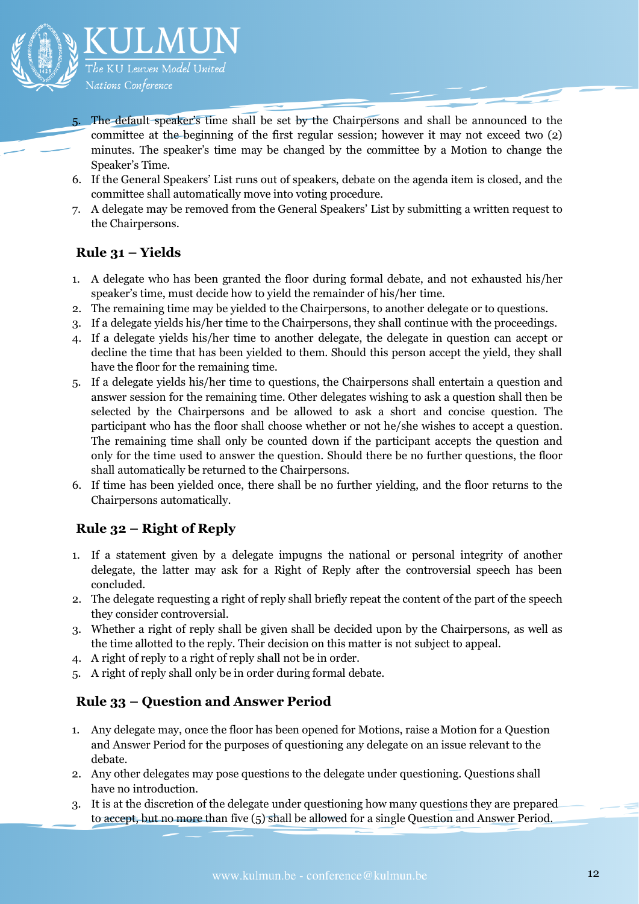5. The default speaker's time shall be set by the Chairpersons and shall be announced to the committee at the beginning of the first regular session; however it may not exceed two (2) minutes. The speaker's time may be changed by the committee by a Motion to change the Speaker's Time.
6. If the General Speakers' List runs out of speakers, debate on the agenda item is closed, and the committee shall automatically move into voting procedure.
7. A delegate may be removed from the General Speakers' List by submitting a written request to the Chairpersons.

### Rule 31 – Yields

1. A delegate who has been granted the floor during formal debate, and not exhausted his/her speaker's time, must decide how to yield the remainder of his/her time.
2. The remaining time may be yielded to the Chairpersons, to another delegate or to questions.
3. If a delegate yields his/her time to the Chairpersons, they shall continue with the proceedings.
4. If a delegate yields his/her time to another delegate, the delegate in question can accept or decline the time that has been yielded to them. Should this person accept the yield, they shall have the floor for the remaining time.
5. If a delegate yields his/her time to questions, the Chairpersons shall entertain a question and answer session for the remaining time. Other delegates wishing to ask a question shall then be selected by the Chairpersons and be allowed to ask a short and concise question. The participant who has the floor shall choose whether or not he/she wishes to accept a question. The remaining time shall only be counted down if the participant accepts the question and only for the time used to answer the question. Should there be no further questions, the floor shall automatically be returned to the Chairpersons.
6. If time has been yielded once, there shall be no further yielding, and the floor returns to the Chairpersons automatically.

### Rule 32 – Right of Reply

1. If a statement given by a delegate impugns the national or personal integrity of another delegate, the latter may ask for a Right of Reply after the controversial speech has been concluded.
2. The delegate requesting a right of reply shall briefly repeat the content of the part of the speech they consider controversial.
3. Whether a right of reply shall be given shall be decided upon by the Chairpersons, as well as the time allotted to the reply. Their decision on this matter is not subject to appeal.
4. A right of reply to a right of reply shall not be in order.
5. A right of reply shall only be in order during formal debate.

### Rule 33 – Question and Answer Period

1. Any delegate may, once the floor has been opened for Motions, raise a Motion for a Question and Answer Period for the purposes of questioning any delegate on an issue relevant to the debate.
2. Any other delegates may pose questions to the delegate under questioning. Questions shall have no introduction.
3. It is at the discretion of the delegate under questioning how many questions they are prepared to accept, but no more than five (5) shall be allowed for a single Question and Answer Period.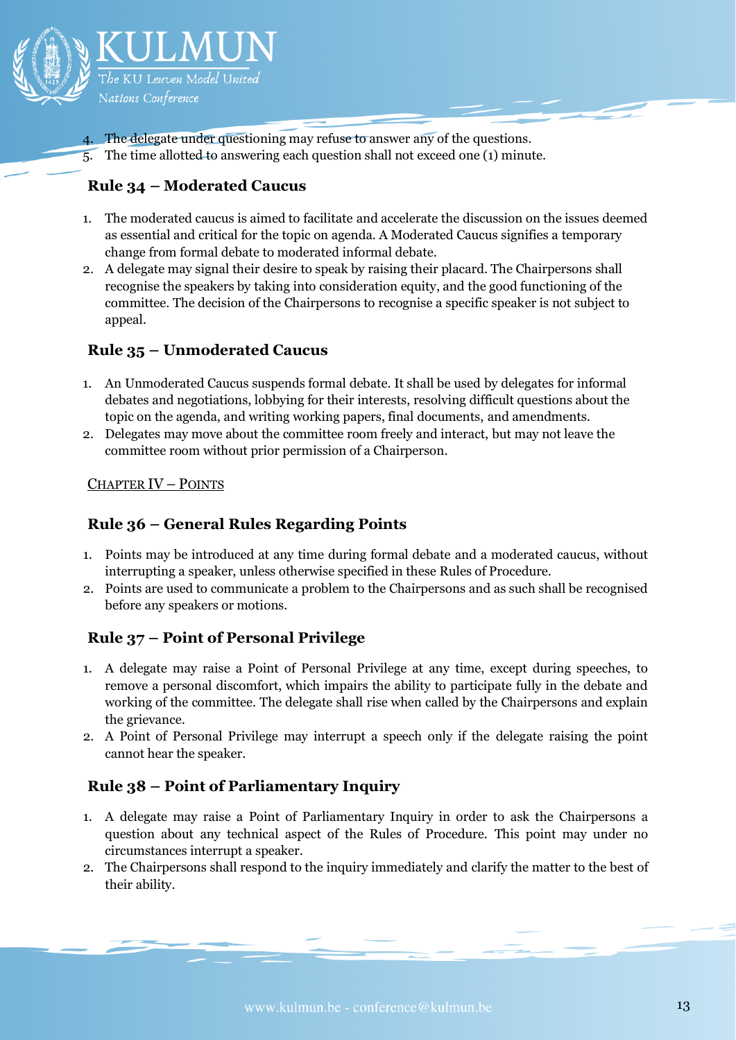4. The delegate under questioning may refuse to answer any of the questions.
5. The time allotted to answering each question shall not exceed one (1) minute.

## Rule 34 – Moderated Caucus

1. The moderated caucus is aimed to facilitate and accelerate the discussion on the issues deemed as essential and critical for the topic on agenda. A Moderated Caucus signifies a temporary change from formal debate to moderated informal debate.
2. A delegate may signal their desire to speak by raising their placard. The Chairpersons shall recognise the speakers by taking into consideration equity, and the good functioning of the committee. The decision of the Chairpersons to recognise a specific speaker is not subject to appeal.

## Rule 35 – Unmoderated Caucus

1. An Unmoderated Caucus suspends formal debate. It shall be used by delegates for informal debates and negotiations, lobbying for their interests, resolving difficult questions about the topic on the agenda, and writing working papers, final documents, and amendments.
2. Delegates may move about the committee room freely and interact, but may not leave the committee room without prior permission of a Chairperson.

# CHAPTER IV – POINTS

## Rule 36 – General Rules Regarding Points

1. Points may be introduced at any time during formal debate and a moderated caucus, without interrupting a speaker, unless otherwise specified in these Rules of Procedure.
2. Points are used to communicate a problem to the Chairpersons and as such shall be recognised before any speakers or motions.

## Rule 37 – Point of Personal Privilege

1. A delegate may raise a Point of Personal Privilege at any time, except during speeches, to remove a personal discomfort, which impairs the ability to participate fully in the debate and working of the committee. The delegate shall rise when called by the Chairpersons and explain the grievance.
2. A Point of Personal Privilege may interrupt a speech only if the delegate raising the point cannot hear the speaker.

## Rule 38 – Point of Parliamentary Inquiry

1. A delegate may raise a Point of Parliamentary Inquiry in order to ask the Chairpersons a question about any technical aspect of the Rules of Procedure. This point may under no circumstances interrupt a speaker.
2. The Chairpersons shall respond to the inquiry immediately and clarify the matter to the best of their ability.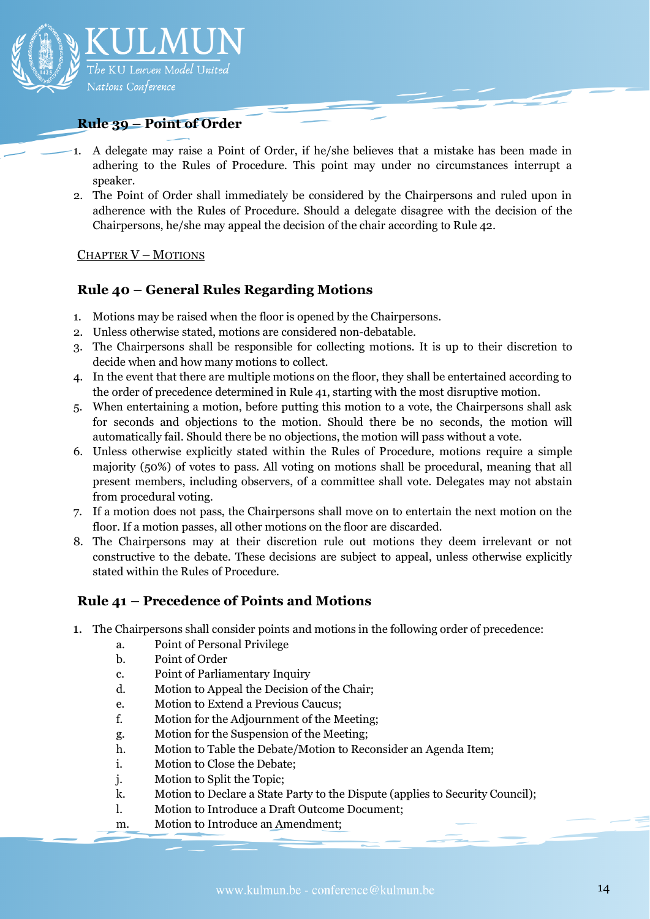### Rule 39 – Point of Order

1. A delegate may raise a Point of Order, if he/she believes that a mistake has been made in adhering to the Rules of Procedure. This point may under no circumstances interrupt a speaker.
2. The Point of Order shall immediately be considered by the Chairpersons and ruled upon in adherence with the Rules of Procedure. Should a delegate disagree with the decision of the Chairpersons, he/she may appeal the decision of the chair according to Rule 42.

## CHAPTER V – MOTIONS

### Rule 40 – General Rules Regarding Motions

1. Motions may be raised when the floor is opened by the Chairpersons.
2. Unless otherwise stated, motions are considered non-debatable.
3. The Chairpersons shall be responsible for collecting motions. It is up to their discretion to decide when and how many motions to collect.
4. In the event that there are multiple motions on the floor, they shall be entertained according to the order of precedence determined in Rule 41, starting with the most disruptive motion.
5. When entertaining a motion, before putting this motion to a vote, the Chairpersons shall ask for seconds and objections to the motion. Should there be no seconds, the motion will automatically fail. Should there be no objections, the motion will pass without a vote.
6. Unless otherwise explicitly stated within the Rules of Procedure, motions require a simple majority (50%) of votes to pass. All voting on motions shall be procedural, meaning that all present members, including observers, of a committee shall vote. Delegates may not abstain from procedural voting.
7. If a motion does not pass, the Chairpersons shall move on to entertain the next motion on the floor. If a motion passes, all other motions on the floor are discarded.
8. The Chairpersons may at their discretion rule out motions they deem irrelevant or not constructive to the debate. These decisions are subject to appeal, unless otherwise explicitly stated within the Rules of Procedure.

### Rule 41 – Precedence of Points and Motions

1. The Chairpersons shall consider points and motions in the following order of precedence:
   a. Point of Personal Privilege
   b. Point of Order
   c. Point of Parliamentary Inquiry
   d. Motion to Appeal the Decision of the Chair;
   e. Motion to Extend a Previous Caucus;
   f. Motion for the Adjournment of the Meeting;
   g. Motion for the Suspension of the Meeting;
   h. Motion to Table the Debate/Motion to Reconsider an Agenda Item;
   i. Motion to Close the Debate;
   j. Motion to Split the Topic;
   k. Motion to Declare a State Party to the Dispute (applies to Security Council);
   l. Motion to Introduce a Draft Outcome Document;
   m. Motion to Introduce an Amendment;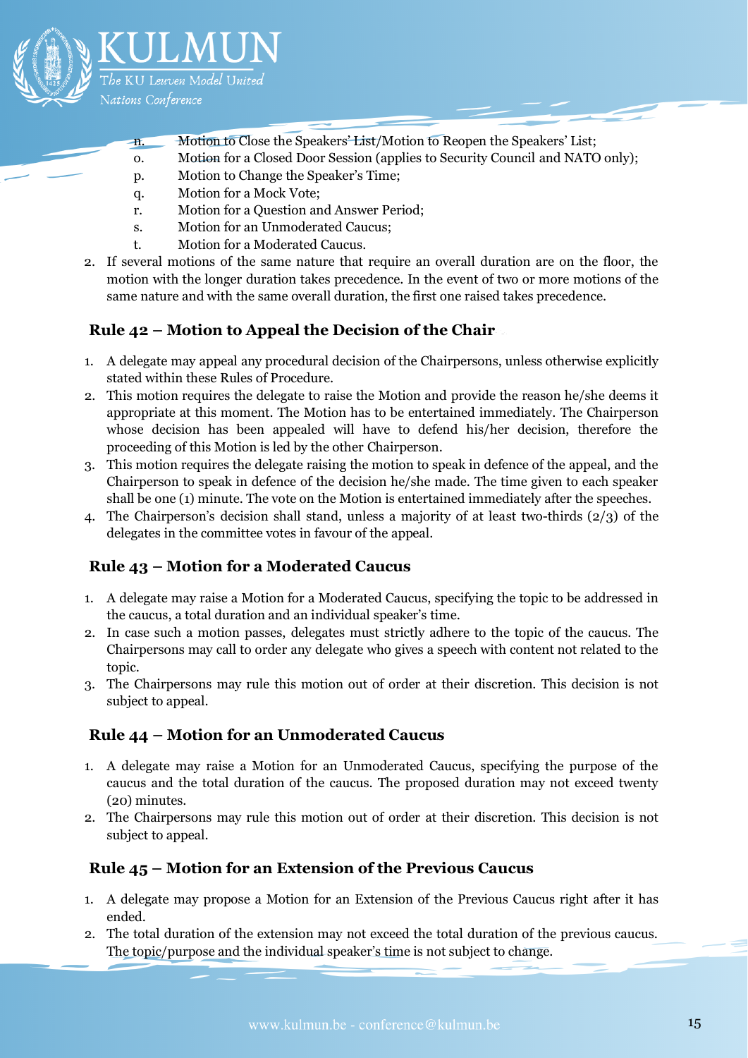n. Motion to Close the Speakers' List/Motion to Reopen the Speakers' List;
o. Motion for a Closed Door Session (applies to Security Council and NATO only);
p. Motion to Change the Speaker's Time;
q. Motion for a Mock Vote;
r. Motion for a Question and Answer Period;
s. Motion for an Unmoderated Caucus;
t. Motion for a Moderated Caucus.

2. If several motions of the same nature that require an overall duration are on the floor, the motion with the longer duration takes precedence. In the event of two or more motions of the same nature and with the same overall duration, the first one raised takes precedence.

### Rule 42 – Motion to Appeal the Decision of the Chair

1. A delegate may appeal any procedural decision of the Chairpersons, unless otherwise explicitly stated within these Rules of Procedure.
2. This motion requires the delegate to raise the Motion and provide the reason he/she deems it appropriate at this moment. The Motion has to be entertained immediately. The Chairperson whose decision has been appealed will have to defend his/her decision, therefore the proceeding of this Motion is led by the other Chairperson.
3. This motion requires the delegate raising the motion to speak in defence of the appeal, and the Chairperson to speak in defence of the decision he/she made. The time given to each speaker shall be one (1) minute. The vote on the Motion is entertained immediately after the speeches.
4. The Chairperson's decision shall stand, unless a majority of at least two-thirds (2/3) of the delegates in the committee votes in favour of the appeal.

### Rule 43 – Motion for a Moderated Caucus

1. A delegate may raise a Motion for a Moderated Caucus, specifying the topic to be addressed in the caucus, a total duration and an individual speaker's time.
2. In case such a motion passes, delegates must strictly adhere to the topic of the caucus. The Chairpersons may call to order any delegate who gives a speech with content not related to the topic.
3. The Chairpersons may rule this motion out of order at their discretion. This decision is not subject to appeal.

### Rule 44 – Motion for an Unmoderated Caucus

1. A delegate may raise a Motion for an Unmoderated Caucus, specifying the purpose of the caucus and the total duration of the caucus. The proposed duration may not exceed twenty (20) minutes.
2. The Chairpersons may rule this motion out of order at their discretion. This decision is not subject to appeal.

### Rule 45 – Motion for an Extension of the Previous Caucus

1. A delegate may propose a Motion for an Extension of the Previous Caucus right after it has ended.
2. The total duration of the extension may not exceed the total duration of the previous caucus. The topic/purpose and the individual speaker's time is not subject to change.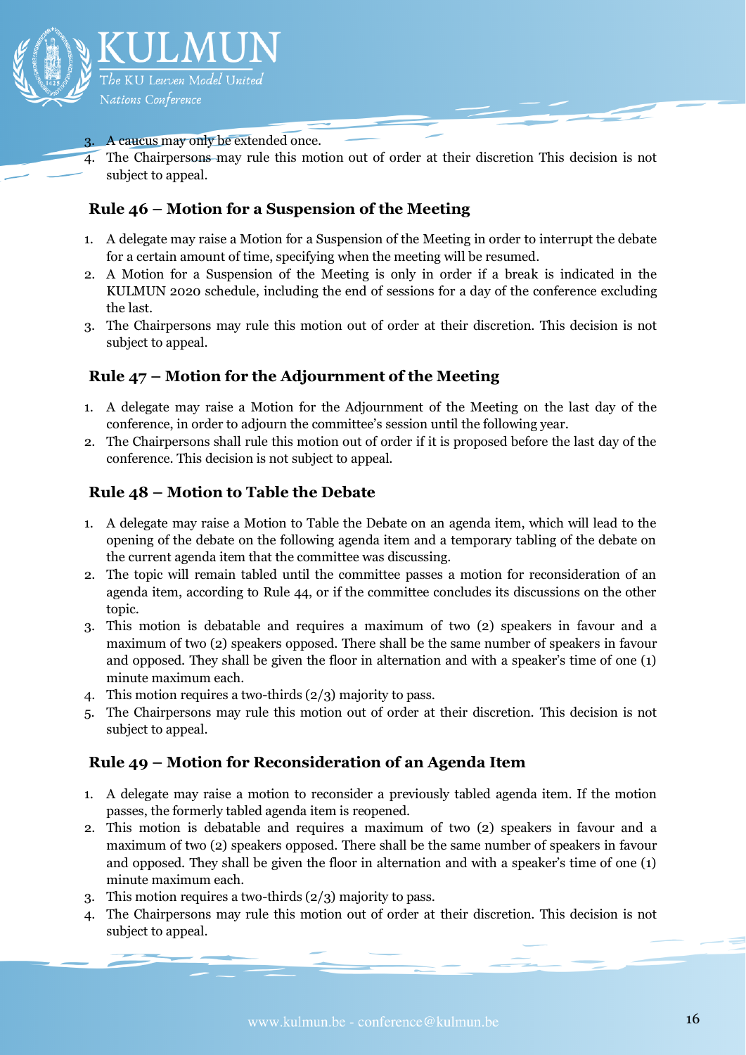3. A caucus may only be extended once.
4. The Chairpersons may rule this motion out of order at their discretion This decision is not subject to appeal.

### Rule 46 – Motion for a Suspension of the Meeting

1. A delegate may raise a Motion for a Suspension of the Meeting in order to interrupt the debate for a certain amount of time, specifying when the meeting will be resumed.
2. A Motion for a Suspension of the Meeting is only in order if a break is indicated in the KULMUN 2020 schedule, including the end of sessions for a day of the conference excluding the last.
3. The Chairpersons may rule this motion out of order at their discretion. This decision is not subject to appeal.

### Rule 47 – Motion for the Adjournment of the Meeting

1. A delegate may raise a Motion for the Adjournment of the Meeting on the last day of the conference, in order to adjourn the committee's session until the following year.
2. The Chairpersons shall rule this motion out of order if it is proposed before the last day of the conference. This decision is not subject to appeal.

### Rule 48 – Motion to Table the Debate

1. A delegate may raise a Motion to Table the Debate on an agenda item, which will lead to the opening of the debate on the following agenda item and a temporary tabling of the debate on the current agenda item that the committee was discussing.
2. The topic will remain tabled until the committee passes a motion for reconsideration of an agenda item, according to Rule 44, or if the committee concludes its discussions on the other topic.
3. This motion is debatable and requires a maximum of two (2) speakers in favour and a maximum of two (2) speakers opposed. There shall be the same number of speakers in favour and opposed. They shall be given the floor in alternation and with a speaker's time of one (1) minute maximum each.
4. This motion requires a two-thirds (2/3) majority to pass.
5. The Chairpersons may rule this motion out of order at their discretion. This decision is not subject to appeal.

### Rule 49 – Motion for Reconsideration of an Agenda Item

1. A delegate may raise a motion to reconsider a previously tabled agenda item. If the motion passes, the formerly tabled agenda item is reopened.
2. This motion is debatable and requires a maximum of two (2) speakers in favour and a maximum of two (2) speakers opposed. There shall be the same number of speakers in favour and opposed. They shall be given the floor in alternation and with a speaker's time of one (1) minute maximum each.
3. This motion requires a two-thirds (2/3) majority to pass.
4. The Chairpersons may rule this motion out of order at their discretion. This decision is not subject to appeal.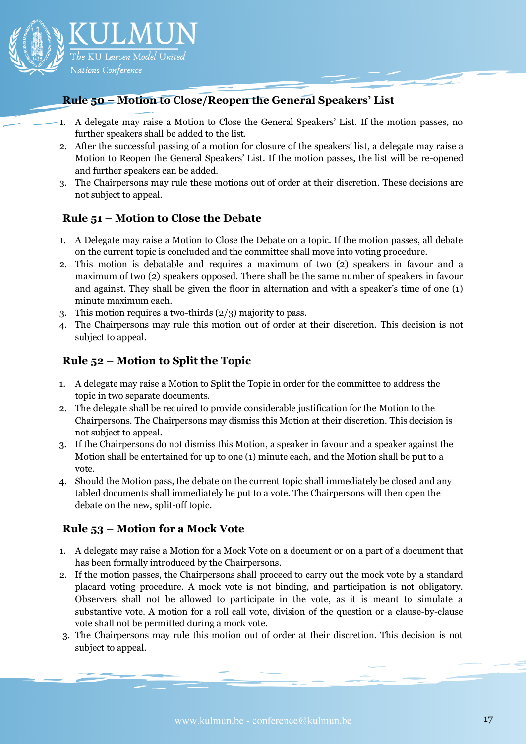### Rule 50 – Motion to Close/Reopen the General Speakers' List

1. A delegate may raise a Motion to Close the General Speakers' List. If the motion passes, no further speakers shall be added to the list.
2. After the successful passing of a motion for closure of the speakers' list, a delegate may raise a Motion to Reopen the General Speakers' List. If the motion passes, the list will be re-opened and further speakers can be added.
3. The Chairpersons may rule these motions out of order at their discretion. These decisions are not subject to appeal.

### Rule 51 – Motion to Close the Debate

1. A Delegate may raise a Motion to Close the Debate on a topic. If the motion passes, all debate on the current topic is concluded and the committee shall move into voting procedure.
2. This motion is debatable and requires a maximum of two (2) speakers in favour and a maximum of two (2) speakers opposed. There shall be the same number of speakers in favour and against. They shall be given the floor in alternation and with a speaker's time of one (1) minute maximum each.
3. This motion requires a two-thirds (2/3) majority to pass.
4. The Chairpersons may rule this motion out of order at their discretion. This decision is not subject to appeal.

### Rule 52 – Motion to Split the Topic

1. A delegate may raise a Motion to Split the Topic in order for the committee to address the topic in two separate documents.
2. The delegate shall be required to provide considerable justification for the Motion to the Chairpersons. The Chairpersons may dismiss this Motion at their discretion. This decision is not subject to appeal.
3. If the Chairpersons do not dismiss this Motion, a speaker in favour and a speaker against the Motion shall be entertained for up to one (1) minute each, and the Motion shall be put to a vote.
4. Should the Motion pass, the debate on the current topic shall immediately be closed and any tabled documents shall immediately be put to a vote. The Chairpersons will then open the debate on the new, split-off topic.

### Rule 53 – Motion for a Mock Vote

1. A delegate may raise a Motion for a Mock Vote on a document or on a part of a document that has been formally introduced by the Chairpersons.
2. If the motion passes, the Chairpersons shall proceed to carry out the mock vote by a standard placard voting procedure. A mock vote is not binding, and participation is not obligatory. Observers shall not be allowed to participate in the vote, as it is meant to simulate a substantive vote. A motion for a roll call vote, division of the question or a clause-by-clause vote shall not be permitted during a mock vote.
3. The Chairpersons may rule this motion out of order at their discretion. This decision is not subject to appeal.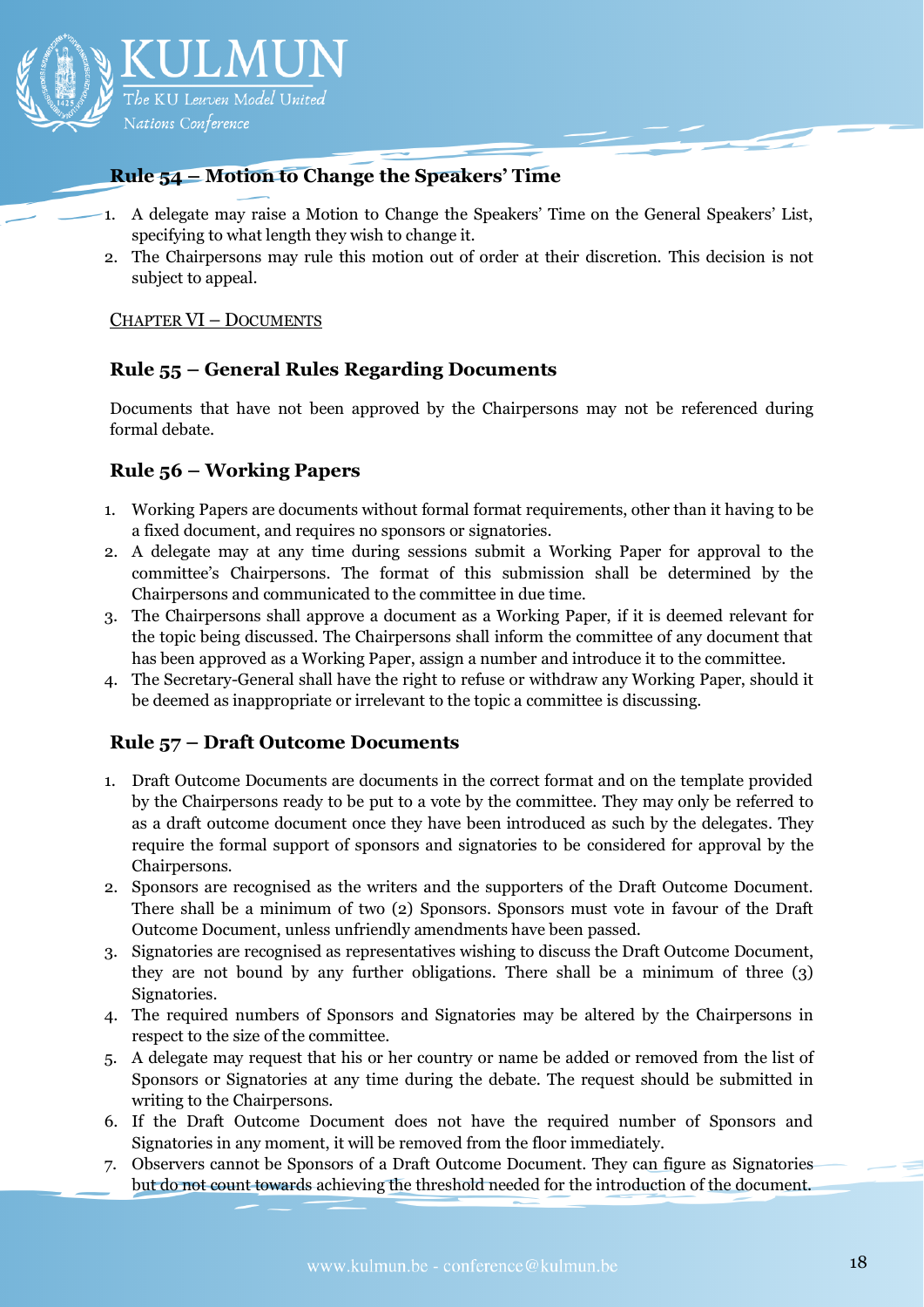### Rule 54 – Motion to Change the Speakers' Time

1. A delegate may raise a Motion to Change the Speakers' Time on the General Speakers' List, specifying to what length they wish to change it.
2. The Chairpersons may rule this motion out of order at their discretion. This decision is not subject to appeal.

## CHAPTER VI – DOCUMENTS

### Rule 55 – General Rules Regarding Documents

Documents that have not been approved by the Chairpersons may not be referenced during formal debate.

### Rule 56 – Working Papers

1. Working Papers are documents without formal format requirements, other than it having to be a fixed document, and requires no sponsors or signatories.
2. A delegate may at any time during sessions submit a Working Paper for approval to the committee's Chairpersons. The format of this submission shall be determined by the Chairpersons and communicated to the committee in due time.
3. The Chairpersons shall approve a document as a Working Paper, if it is deemed relevant for the topic being discussed. The Chairpersons shall inform the committee of any document that has been approved as a Working Paper, assign a number and introduce it to the committee.
4. The Secretary-General shall have the right to refuse or withdraw any Working Paper, should it be deemed as inappropriate or irrelevant to the topic a committee is discussing.

### Rule 57 – Draft Outcome Documents

1. Draft Outcome Documents are documents in the correct format and on the template provided by the Chairpersons ready to be put to a vote by the committee. They may only be referred to as a draft outcome document once they have been introduced as such by the delegates. They require the formal support of sponsors and signatories to be considered for approval by the Chairpersons.
2. Sponsors are recognised as the writers and the supporters of the Draft Outcome Document. There shall be a minimum of two (2) Sponsors. Sponsors must vote in favour of the Draft Outcome Document, unless unfriendly amendments have been passed.
3. Signatories are recognised as representatives wishing to discuss the Draft Outcome Document, they are not bound by any further obligations. There shall be a minimum of three (3) Signatories.
4. The required numbers of Sponsors and Signatories may be altered by the Chairpersons in respect to the size of the committee.
5. A delegate may request that his or her country or name be added or removed from the list of Sponsors or Signatories at any time during the debate. The request should be submitted in writing to the Chairpersons.
6. If the Draft Outcome Document does not have the required number of Sponsors and Signatories in any moment, it will be removed from the floor immediately.
7. Observers cannot be Sponsors of a Draft Outcome Document. They can figure as Signatories but do not count towards achieving the threshold needed for the introduction of the document.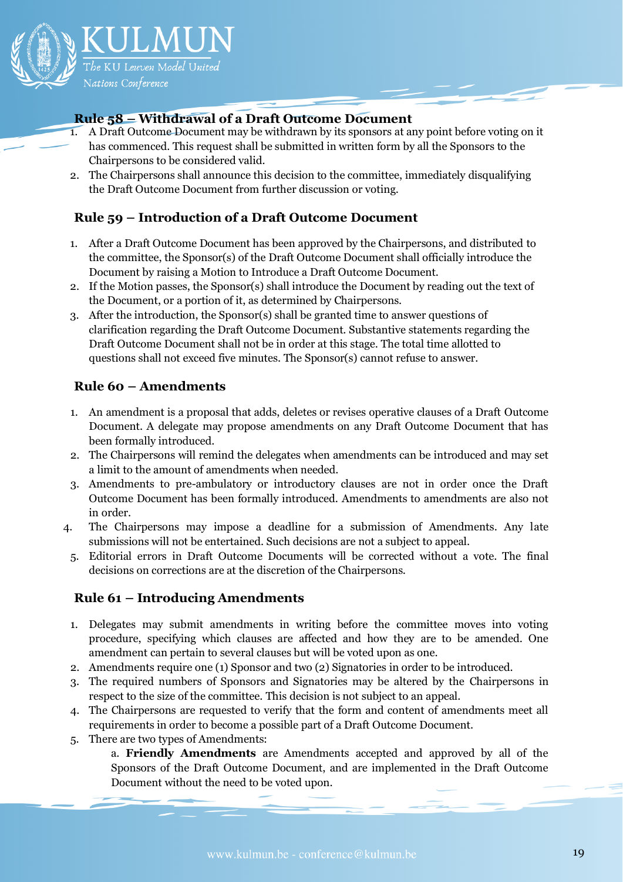### Rule 58 – Withdrawal of a Draft Outcome Document

1. A Draft Outcome Document may be withdrawn by its sponsors at any point before voting on it has commenced. This request shall be submitted in written form by all the Sponsors to the Chairpersons to be considered valid.
2. The Chairpersons shall announce this decision to the committee, immediately disqualifying the Draft Outcome Document from further discussion or voting.

### Rule 59 – Introduction of a Draft Outcome Document

1. After a Draft Outcome Document has been approved by the Chairpersons, and distributed to the committee, the Sponsor(s) of the Draft Outcome Document shall officially introduce the Document by raising a Motion to Introduce a Draft Outcome Document.
2. If the Motion passes, the Sponsor(s) shall introduce the Document by reading out the text of the Document, or a portion of it, as determined by Chairpersons.
3. After the introduction, the Sponsor(s) shall be granted time to answer questions of clarification regarding the Draft Outcome Document. Substantive statements regarding the Draft Outcome Document shall not be in order at this stage. The total time allotted to questions shall not exceed five minutes. The Sponsor(s) cannot refuse to answer.

### Rule 60 – Amendments

1. An amendment is a proposal that adds, deletes or revises operative clauses of a Draft Outcome Document. A delegate may propose amendments on any Draft Outcome Document that has been formally introduced.
2. The Chairpersons will remind the delegates when amendments can be introduced and may set a limit to the amount of amendments when needed.
3. Amendments to pre-ambulatory or introductory clauses are not in order once the Draft Outcome Document has been formally introduced. Amendments to amendments are also not in order.
4. The Chairpersons may impose a deadline for a submission of Amendments. Any late submissions will not be entertained. Such decisions are not a subject to appeal.
5. Editorial errors in Draft Outcome Documents will be corrected without a vote. The final decisions on corrections are at the discretion of the Chairpersons.

### Rule 61 – Introducing Amendments

1. Delegates may submit amendments in writing before the committee moves into voting procedure, specifying which clauses are affected and how they are to be amended. One amendment can pertain to several clauses but will be voted upon as one.
2. Amendments require one (1) Sponsor and two (2) Signatories in order to be introduced.
3. The required numbers of Sponsors and Signatories may be altered by the Chairpersons in respect to the size of the committee. This decision is not subject to an appeal.
4. The Chairpersons are requested to verify that the form and content of amendments meet all requirements in order to become a possible part of a Draft Outcome Document.
5. There are two types of Amendments:
   a. **Friendly Amendments** are Amendments accepted and approved by all of the Sponsors of the Draft Outcome Document, and are implemented in the Draft Outcome Document without the need to be voted upon.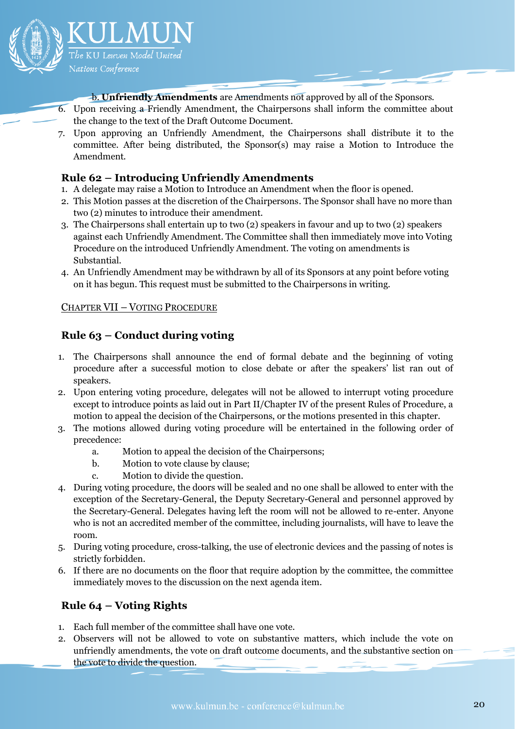b. **Unfriendly Amendments** are Amendments not approved by all of the Sponsors.

6. Upon receiving a Friendly Amendment, the Chairpersons shall inform the committee about the change to the text of the Draft Outcome Document.
7. Upon approving an Unfriendly Amendment, the Chairpersons shall distribute it to the committee. After being distributed, the Sponsor(s) may raise a Motion to Introduce the Amendment.

### Rule 62 – Introducing Unfriendly Amendments

1. A delegate may raise a Motion to Introduce an Amendment when the floor is opened.
2. This Motion passes at the discretion of the Chairpersons. The Sponsor shall have no more than two (2) minutes to introduce their amendment.
3. The Chairpersons shall entertain up to two (2) speakers in favour and up to two (2) speakers against each Unfriendly Amendment. The Committee shall then immediately move into Voting Procedure on the introduced Unfriendly Amendment. The voting on amendments is Substantial.
4. An Unfriendly Amendment may be withdrawn by all of its Sponsors at any point before voting on it has begun. This request must be submitted to the Chairpersons in writing.

## Chapter VII – Voting Procedure

### Rule 63 – Conduct during voting

1. The Chairpersons shall announce the end of formal debate and the beginning of voting procedure after a successful motion to close debate or after the speakers' list ran out of speakers.
2. Upon entering voting procedure, delegates will not be allowed to interrupt voting procedure except to introduce points as laid out in Part II/Chapter IV of the present Rules of Procedure, a motion to appeal the decision of the Chairpersons, or the motions presented in this chapter.
3. The motions allowed during voting procedure will be entertained in the following order of precedence:
   a. Motion to appeal the decision of the Chairpersons;
   b. Motion to vote clause by clause;
   c. Motion to divide the question.
4. During voting procedure, the doors will be sealed and no one shall be allowed to enter with the exception of the Secretary-General, the Deputy Secretary-General and personnel approved by the Secretary-General. Delegates having left the room will not be allowed to re-enter. Anyone who is not an accredited member of the committee, including journalists, will have to leave the room.
5. During voting procedure, cross-talking, the use of electronic devices and the passing of notes is strictly forbidden.
6. If there are no documents on the floor that require adoption by the committee, the committee immediately moves to the discussion on the next agenda item.

### Rule 64 – Voting Rights

1. Each full member of the committee shall have one vote.
2. Observers will not be allowed to vote on substantive matters, which include the vote on unfriendly amendments, the vote on draft outcome documents, and the substantive section on the vote to divide the question.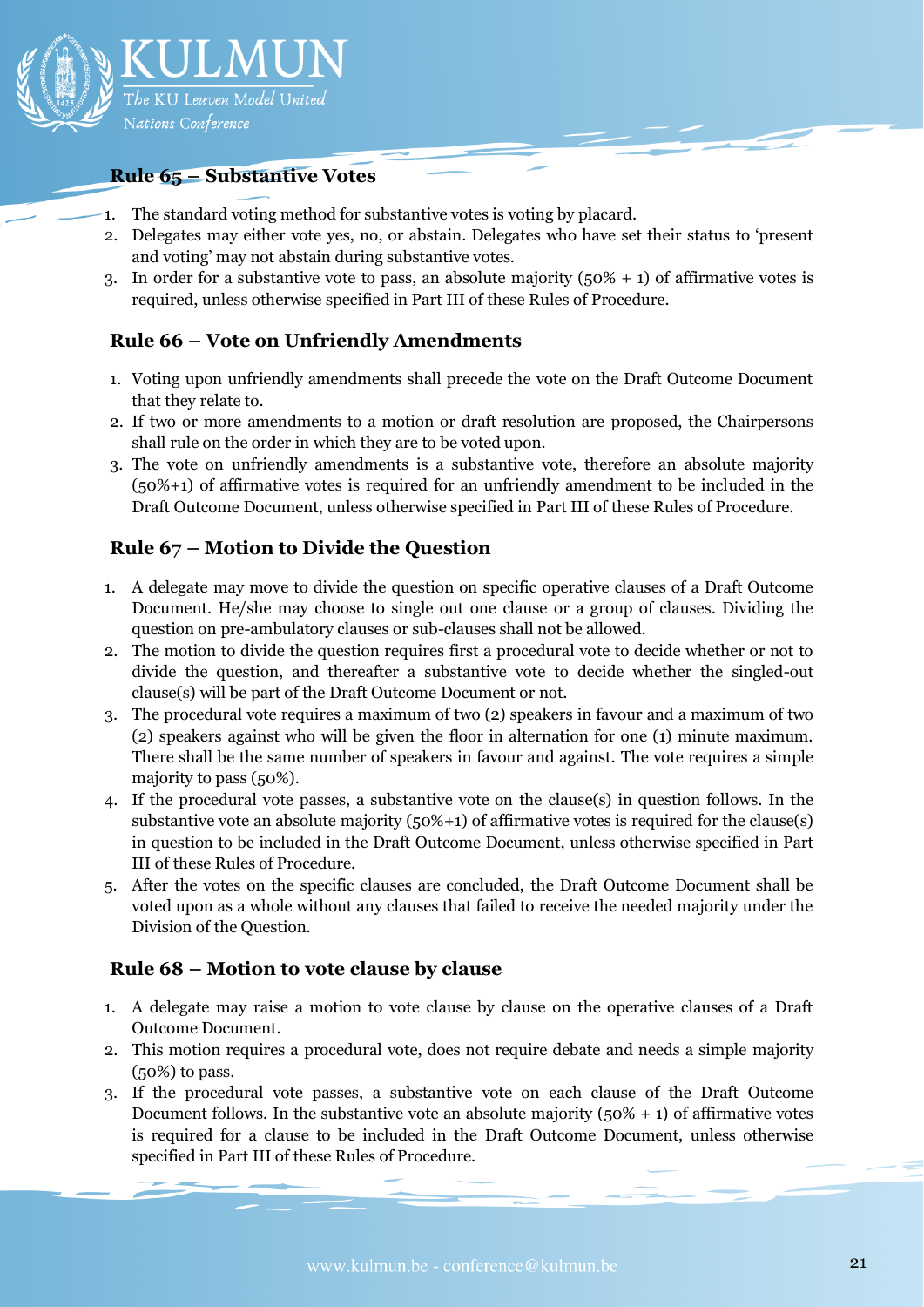### Rule 65 – Substantive Votes

1. The standard voting method for substantive votes is voting by placard.
2. Delegates may either vote yes, no, or abstain. Delegates who have set their status to 'present and voting' may not abstain during substantive votes.
3. In order for a substantive vote to pass, an absolute majority (50% + 1) of affirmative votes is required, unless otherwise specified in Part III of these Rules of Procedure.

### Rule 66 – Vote on Unfriendly Amendments

1. Voting upon unfriendly amendments shall precede the vote on the Draft Outcome Document that they relate to.
2. If two or more amendments to a motion or draft resolution are proposed, the Chairpersons shall rule on the order in which they are to be voted upon.
3. The vote on unfriendly amendments is a substantive vote, therefore an absolute majority (50%+1) of affirmative votes is required for an unfriendly amendment to be included in the Draft Outcome Document, unless otherwise specified in Part III of these Rules of Procedure.

### Rule 67 – Motion to Divide the Question

1. A delegate may move to divide the question on specific operative clauses of a Draft Outcome Document. He/she may choose to single out one clause or a group of clauses. Dividing the question on pre-ambulatory clauses or sub-clauses shall not be allowed.
2. The motion to divide the question requires first a procedural vote to decide whether or not to divide the question, and thereafter a substantive vote to decide whether the singled-out clause(s) will be part of the Draft Outcome Document or not.
3. The procedural vote requires a maximum of two (2) speakers in favour and a maximum of two (2) speakers against who will be given the floor in alternation for one (1) minute maximum. There shall be the same number of speakers in favour and against. The vote requires a simple majority to pass (50%).
4. If the procedural vote passes, a substantive vote on the clause(s) in question follows. In the substantive vote an absolute majority (50%+1) of affirmative votes is required for the clause(s) in question to be included in the Draft Outcome Document, unless otherwise specified in Part III of these Rules of Procedure.
5. After the votes on the specific clauses are concluded, the Draft Outcome Document shall be voted upon as a whole without any clauses that failed to receive the needed majority under the Division of the Question.

### Rule 68 – Motion to vote clause by clause

1. A delegate may raise a motion to vote clause by clause on the operative clauses of a Draft Outcome Document.
2. This motion requires a procedural vote, does not require debate and needs a simple majority (50%) to pass.
3. If the procedural vote passes, a substantive vote on each clause of the Draft Outcome Document follows. In the substantive vote an absolute majority (50% + 1) of affirmative votes is required for a clause to be included in the Draft Outcome Document, unless otherwise specified in Part III of these Rules of Procedure.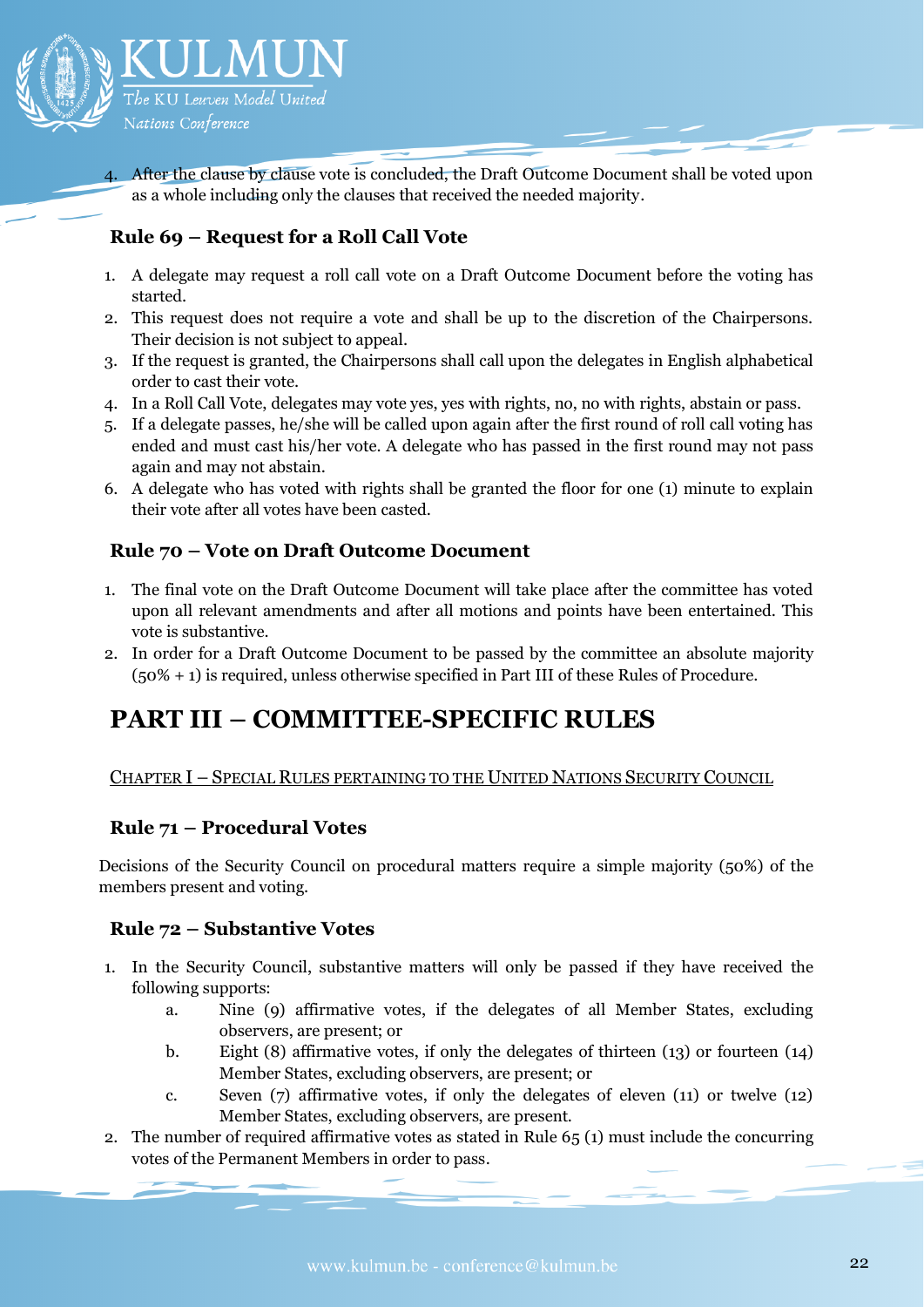4. After the clause by clause vote is concluded, the Draft Outcome Document shall be voted upon as a whole including only the clauses that received the needed majority.

### Rule 69 – Request for a Roll Call Vote

1. A delegate may request a roll call vote on a Draft Outcome Document before the voting has started.
2. This request does not require a vote and shall be up to the discretion of the Chairpersons. Their decision is not subject to appeal.
3. If the request is granted, the Chairpersons shall call upon the delegates in English alphabetical order to cast their vote.
4. In a Roll Call Vote, delegates may vote yes, yes with rights, no, no with rights, abstain or pass.
5. If a delegate passes, he/she will be called upon again after the first round of roll call voting has ended and must cast his/her vote. A delegate who has passed in the first round may not pass again and may not abstain.
6. A delegate who has voted with rights shall be granted the floor for one (1) minute to explain their vote after all votes have been casted.

### Rule 70 – Vote on Draft Outcome Document

1. The final vote on the Draft Outcome Document will take place after the committee has voted upon all relevant amendments and after all motions and points have been entertained. This vote is substantive.
2. In order for a Draft Outcome Document to be passed by the committee an absolute majority (50% + 1) is required, unless otherwise specified in Part III of these Rules of Procedure.

# PART III – COMMITTEE-SPECIFIC RULES

## Chapter I – Special Rules pertaining to the United Nations Security Council

### Rule 71 – Procedural Votes

Decisions of the Security Council on procedural matters require a simple majority (50%) of the members present and voting.

### Rule 72 – Substantive Votes

1. In the Security Council, substantive matters will only be passed if they have received the following supports:
   a. Nine (9) affirmative votes, if the delegates of all Member States, excluding observers, are present; or
   b. Eight (8) affirmative votes, if only the delegates of thirteen (13) or fourteen (14) Member States, excluding observers, are present; or
   c. Seven (7) affirmative votes, if only the delegates of eleven (11) or twelve (12) Member States, excluding observers, are present.
2. The number of required affirmative votes as stated in Rule 65 (1) must include the concurring votes of the Permanent Members in order to pass.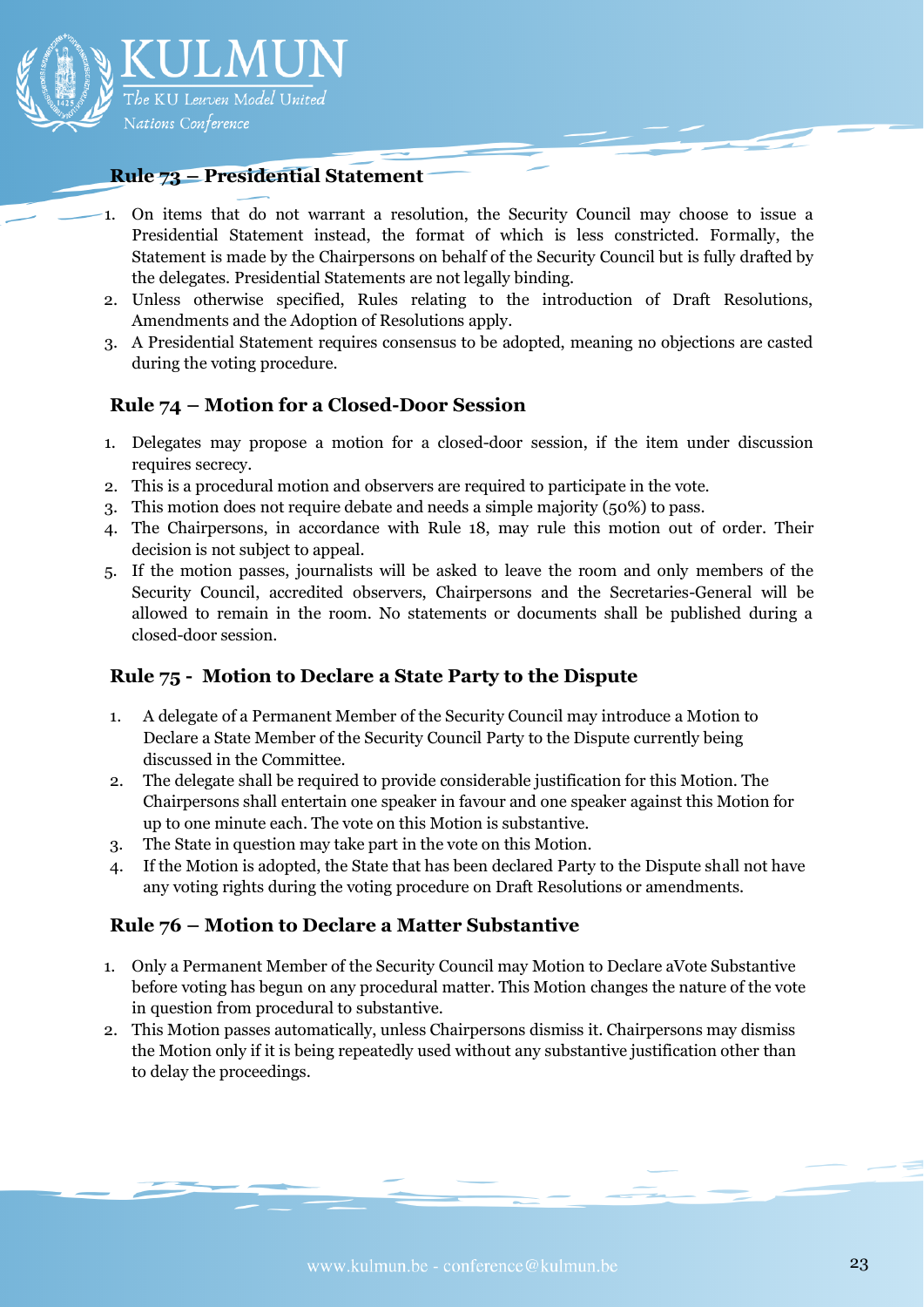### Rule 73 – Presidential Statement

1. On items that do not warrant a resolution, the Security Council may choose to issue a Presidential Statement instead, the format of which is less constricted. Formally, the Statement is made by the Chairpersons on behalf of the Security Council but is fully drafted by the delegates. Presidential Statements are not legally binding.
2. Unless otherwise specified, Rules relating to the introduction of Draft Resolutions, Amendments and the Adoption of Resolutions apply.
3. A Presidential Statement requires consensus to be adopted, meaning no objections are casted during the voting procedure.

### Rule 74 – Motion for a Closed-Door Session

1. Delegates may propose a motion for a closed-door session, if the item under discussion requires secrecy.
2. This is a procedural motion and observers are required to participate in the vote.
3. This motion does not require debate and needs a simple majority (50%) to pass.
4. The Chairpersons, in accordance with Rule 18, may rule this motion out of order. Their decision is not subject to appeal.
5. If the motion passes, journalists will be asked to leave the room and only members of the Security Council, accredited observers, Chairpersons and the Secretaries-General will be allowed to remain in the room. No statements or documents shall be published during a closed-door session.

### Rule 75 - Motion to Declare a State Party to the Dispute

1. A delegate of a Permanent Member of the Security Council may introduce a Motion to Declare a State Member of the Security Council Party to the Dispute currently being discussed in the Committee.
2. The delegate shall be required to provide considerable justification for this Motion. The Chairpersons shall entertain one speaker in favour and one speaker against this Motion for up to one minute each. The vote on this Motion is substantive.
3. The State in question may take part in the vote on this Motion.
4. If the Motion is adopted, the State that has been declared Party to the Dispute shall not have any voting rights during the voting procedure on Draft Resolutions or amendments.

### Rule 76 – Motion to Declare a Matter Substantive

1. Only a Permanent Member of the Security Council may Motion to Declare aVote Substantive before voting has begun on any procedural matter. This Motion changes the nature of the vote in question from procedural to substantive.
2. This Motion passes automatically, unless Chairpersons dismiss it. Chairpersons may dismiss the Motion only if it is being repeatedly used without any substantive justification other than to delay the proceedings.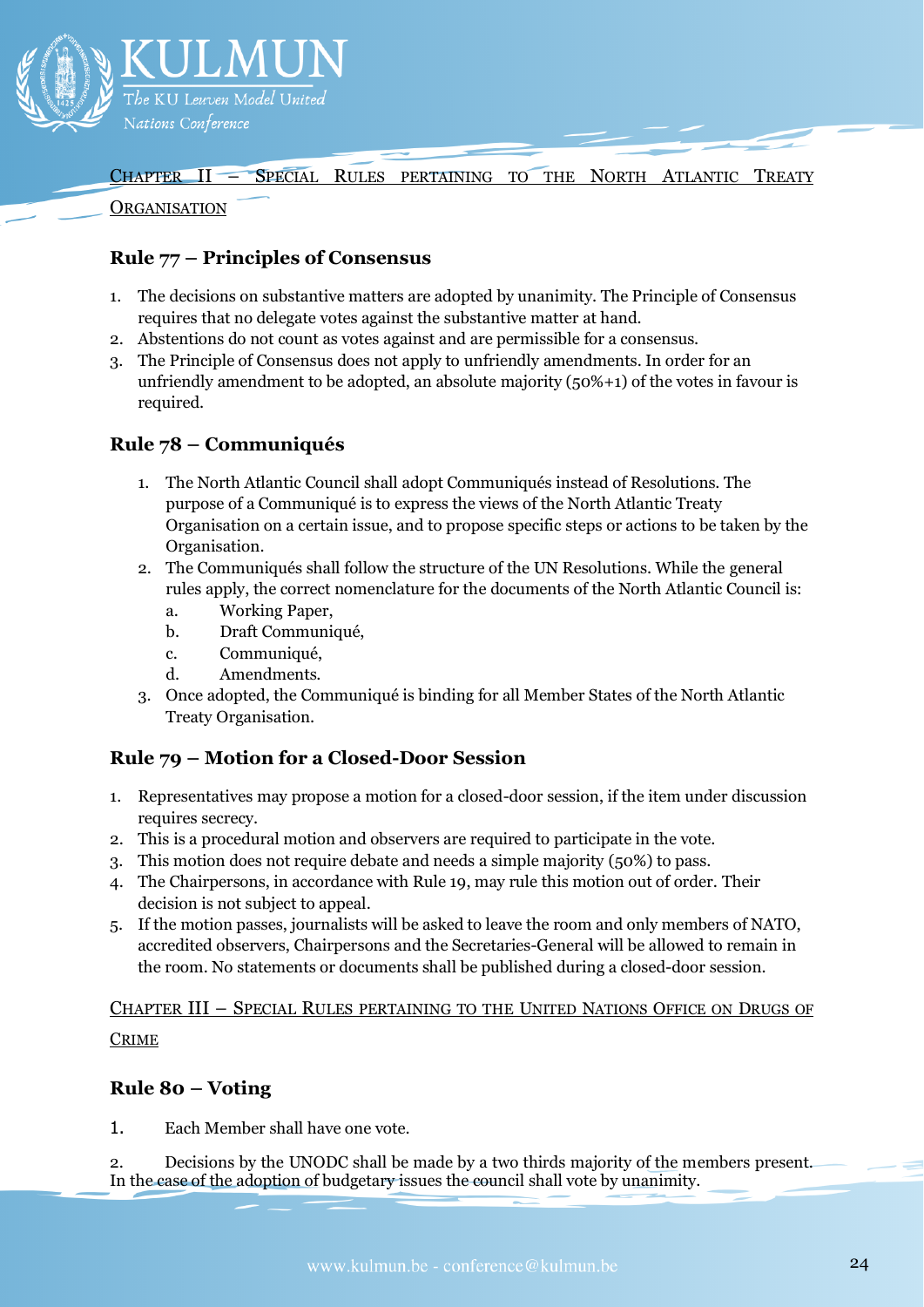## Chapter II – Special Rules pertaining to the North Atlantic Treaty Organisation

### Rule 77 – Principles of Consensus

1. The decisions on substantive matters are adopted by unanimity. The Principle of Consensus requires that no delegate votes against the substantive matter at hand.
2. Abstentions do not count as votes against and are permissible for a consensus.
3. The Principle of Consensus does not apply to unfriendly amendments. In order for an unfriendly amendment to be adopted, an absolute majority (50%+1) of the votes in favour is required.

### Rule 78 – Communiqués

1. The North Atlantic Council shall adopt Communiqués instead of Resolutions. The purpose of a Communiqué is to express the views of the North Atlantic Treaty Organisation on a certain issue, and to propose specific steps or actions to be taken by the Organisation.
2. The Communiqués shall follow the structure of the UN Resolutions. While the general rules apply, the correct nomenclature for the documents of the North Atlantic Council is:
   a. Working Paper,
   b. Draft Communiqué,
   c. Communiqué,
   d. Amendments.
3. Once adopted, the Communiqué is binding for all Member States of the North Atlantic Treaty Organisation.

### Rule 79 – Motion for a Closed-Door Session

1. Representatives may propose a motion for a closed-door session, if the item under discussion requires secrecy.
2. This is a procedural motion and observers are required to participate in the vote.
3. This motion does not require debate and needs a simple majority (50%) to pass.
4. The Chairpersons, in accordance with Rule 19, may rule this motion out of order. Their decision is not subject to appeal.
5. If the motion passes, journalists will be asked to leave the room and only members of NATO, accredited observers, Chairpersons and the Secretaries-General will be allowed to remain in the room. No statements or documents shall be published during a closed-door session.

## Chapter III – Special Rules pertaining to the United Nations Office on Drugs of Crime

### Rule 80 – Voting

1. Each Member shall have one vote.

2. Decisions by the UNODC shall be made by a two thirds majority of the members present. In the case of the adoption of budgetary issues the council shall vote by unanimity.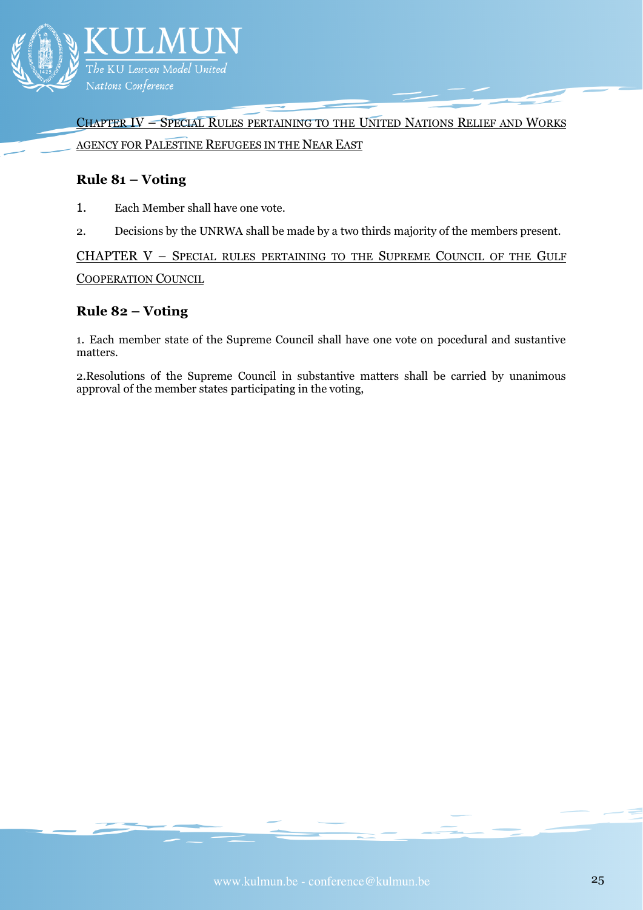## CHAPTER IV – SPECIAL RULES PERTAINING TO THE UNITED NATIONS RELIEF AND WORKS AGENCY FOR PALESTINE REFUGEES IN THE NEAR EAST

### Rule 81 – Voting

1. Each Member shall have one vote.
2. Decisions by the UNRWA shall be made by a two thirds majority of the members present.

## CHAPTER V – SPECIAL RULES PERTAINING TO THE SUPREME COUNCIL OF THE GULF COOPERATION COUNCIL

### Rule 82 – Voting

1. Each member state of the Supreme Council shall have one vote on pocedural and sustantive matters.

2.Resolutions of the Supreme Council in substantive matters shall be carried by unanimous approval of the member states participating in the voting,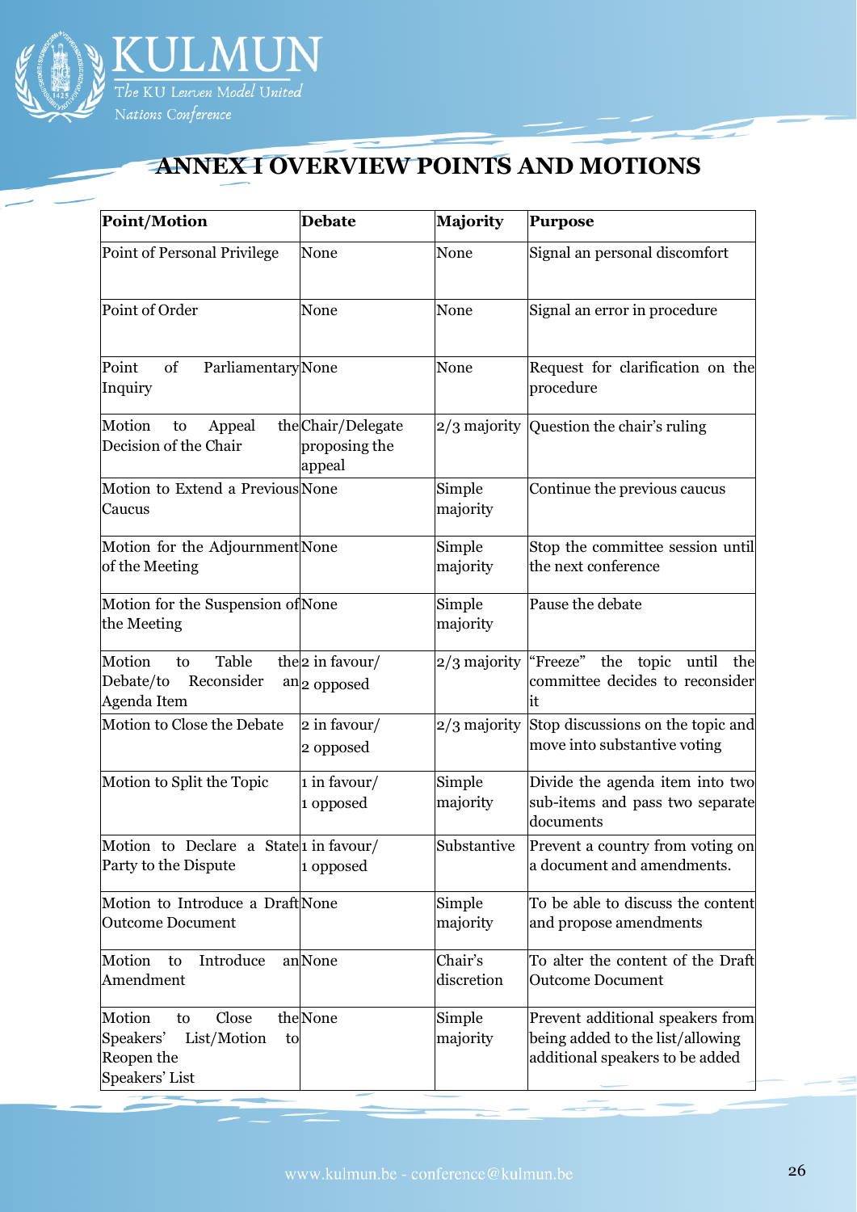## ANNEX I OVERVIEW POINTS AND MOTIONS

| Point/Motion | Debate | Majority | Purpose |
|---|---|---|---|
| Point of Personal Privilege | None | None | Signal an personal discomfort |
| Point of Order | None | None | Signal an error in procedure |
| Point of Parliamentary Inquiry | None | None | Request for clarification on the procedure |
| Motion to Appeal the Decision of the Chair | Chair/Delegate proposing the appeal | 2/3 majority | Question the chair's ruling |
| Motion to Extend a Previous Caucus | None | Simple majority | Continue the previous caucus |
| Motion for the Adjournment of the Meeting | None | Simple majority | Stop the committee session until the next conference |
| Motion for the Suspension of the Meeting | None | Simple majority | Pause the debate |
| Motion to Table the Debate/to Reconsider an Agenda Item | 2 in favour/ 2 opposed | 2/3 majority | "Freeze" the topic until the committee decides to reconsider it |
| Motion to Close the Debate | 2 in favour/ 2 opposed | 2/3 majority | Stop discussions on the topic and move into substantive voting |
| Motion to Split the Topic | 1 in favour/ 1 opposed | Simple majority | Divide the agenda item into two sub-items and pass two separate documents |
| Motion to Declare a State Party to the Dispute | 1 in favour/ 1 opposed | Substantive | Prevent a country from voting on a document and amendments. |
| Motion to Introduce a Draft Outcome Document | None | Simple majority | To be able to discuss the content and propose amendments |
| Motion to Introduce an Amendment | None | Chair's discretion | To alter the content of the Draft Outcome Document |
| Motion to Close the Speakers' List/Motion to Reopen the Speakers' List | None | Simple majority | Prevent additional speakers from being added to the list/allowing additional speakers to be added |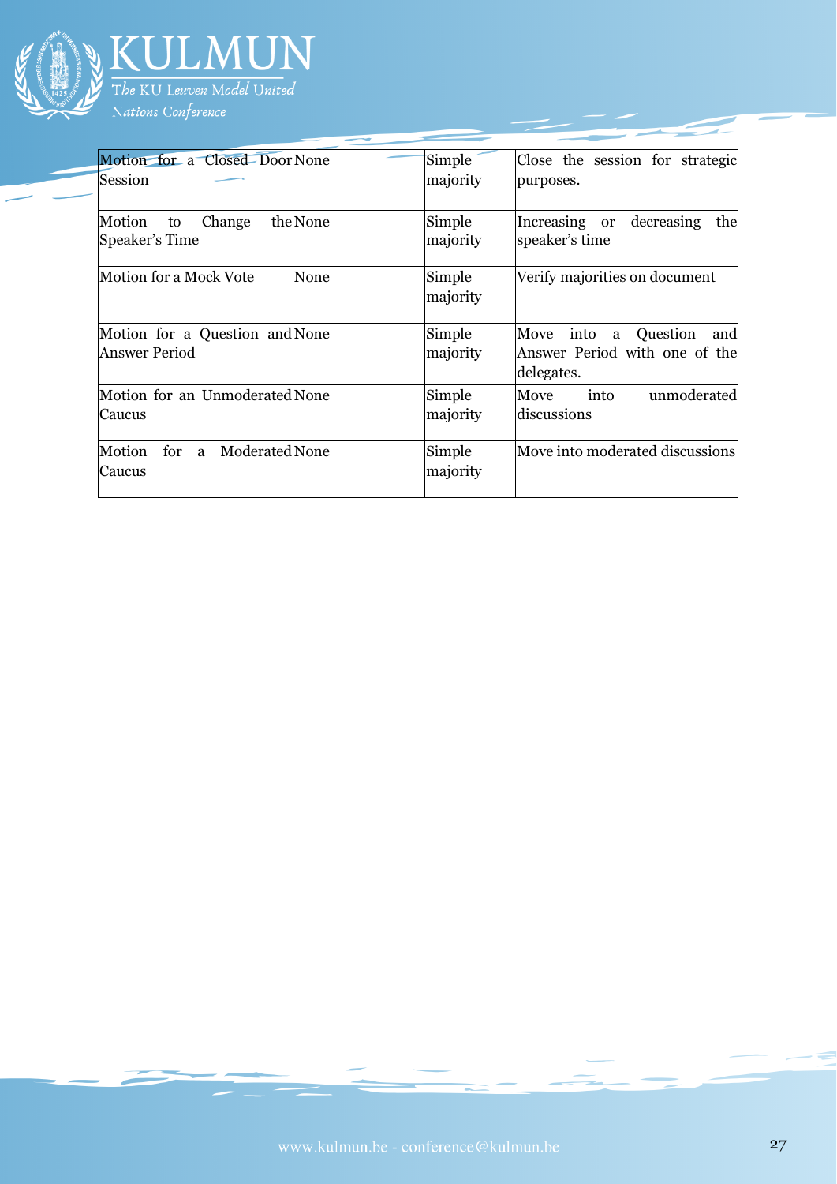| Motion for a Closed Door Session | None | Simple majority | Close the session for strategic purposes. |
|---|---|---|---|
| Motion to Change the Speaker's Time | None | Simple majority | Increasing or decreasing the speaker's time |
| Motion for a Mock Vote | None | Simple majority | Verify majorities on document |
| Motion for a Question and Answer Period | None | Simple majority | Move into a Question and Answer Period with one of the delegates. |
| Motion for an Unmoderated Caucus | None | Simple majority | Move into unmoderated discussions |
| Motion for a Moderated Caucus | None | Simple majority | Move into moderated discussions |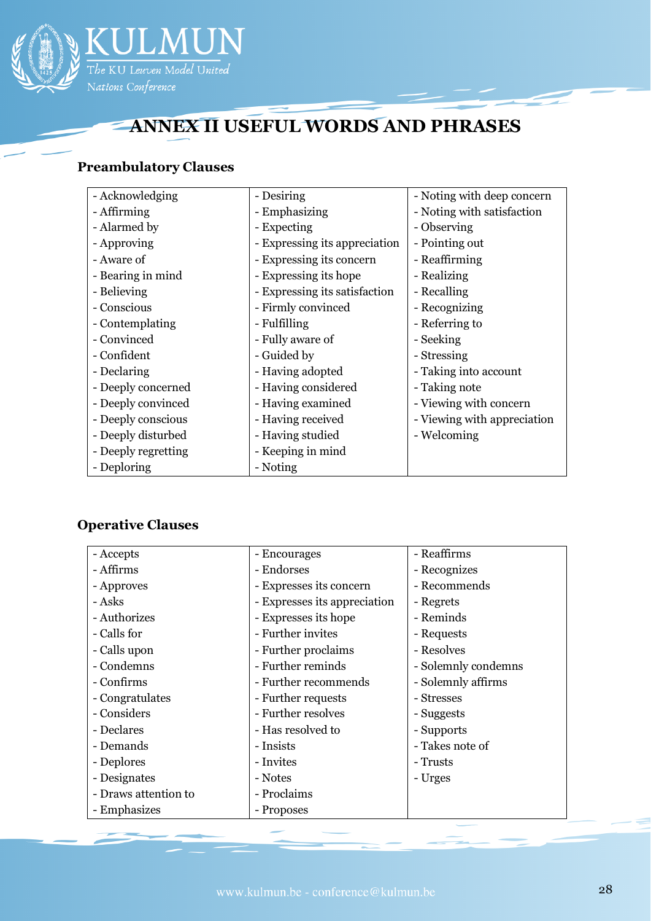# ANNEX II USEFUL WORDS AND PHRASES

## Preambulatory Clauses

| | | |
|---|---|---|
| - Acknowledging | - Desiring | - Noting with deep concern |
| - Affirming | - Emphasizing | - Noting with satisfaction |
| - Alarmed by | - Expecting | - Observing |
| - Approving | - Expressing its appreciation | - Pointing out |
| - Aware of | - Expressing its concern | - Reaffirming |
| - Bearing in mind | - Expressing its hope | - Realizing |
| - Believing | - Expressing its satisfaction | - Recalling |
| - Conscious | - Firmly convinced | - Recognizing |
| - Contemplating | - Fulfilling | - Referring to |
| - Convinced | - Fully aware of | - Seeking |
| - Confident | - Guided by | - Stressing |
| - Declaring | - Having adopted | - Taking into account |
| - Deeply concerned | - Having considered | - Taking note |
| - Deeply convinced | - Having examined | - Viewing with concern |
| - Deeply conscious | - Having received | - Viewing with appreciation |
| - Deeply disturbed | - Having studied | - Welcoming |
| - Deeply regretting | - Keeping in mind | |
| - Deploring | - Noting | |

## Operative Clauses

| | | |
|---|---|---|
| - Accepts | - Encourages | - Reaffirms |
| - Affirms | - Endorses | - Recognizes |
| - Approves | - Expresses its concern | - Recommends |
| - Asks | - Expresses its appreciation | - Regrets |
| - Authorizes | - Expresses its hope | - Reminds |
| - Calls for | - Further invites | - Requests |
| - Calls upon | - Further proclaims | - Resolves |
| - Condemns | - Further reminds | - Solemnly condemns |
| - Confirms | - Further recommends | - Solemnly affirms |
| - Congratulates | - Further requests | - Stresses |
| - Considers | - Further resolves | - Suggests |
| - Declares | - Has resolved to | - Supports |
| - Demands | - Insists | - Takes note of |
| - Deplores | - Invites | - Trusts |
| - Designates | - Notes | - Urges |
| - Draws attention to | - Proclaims | |
| - Emphasizes | - Proposes | |